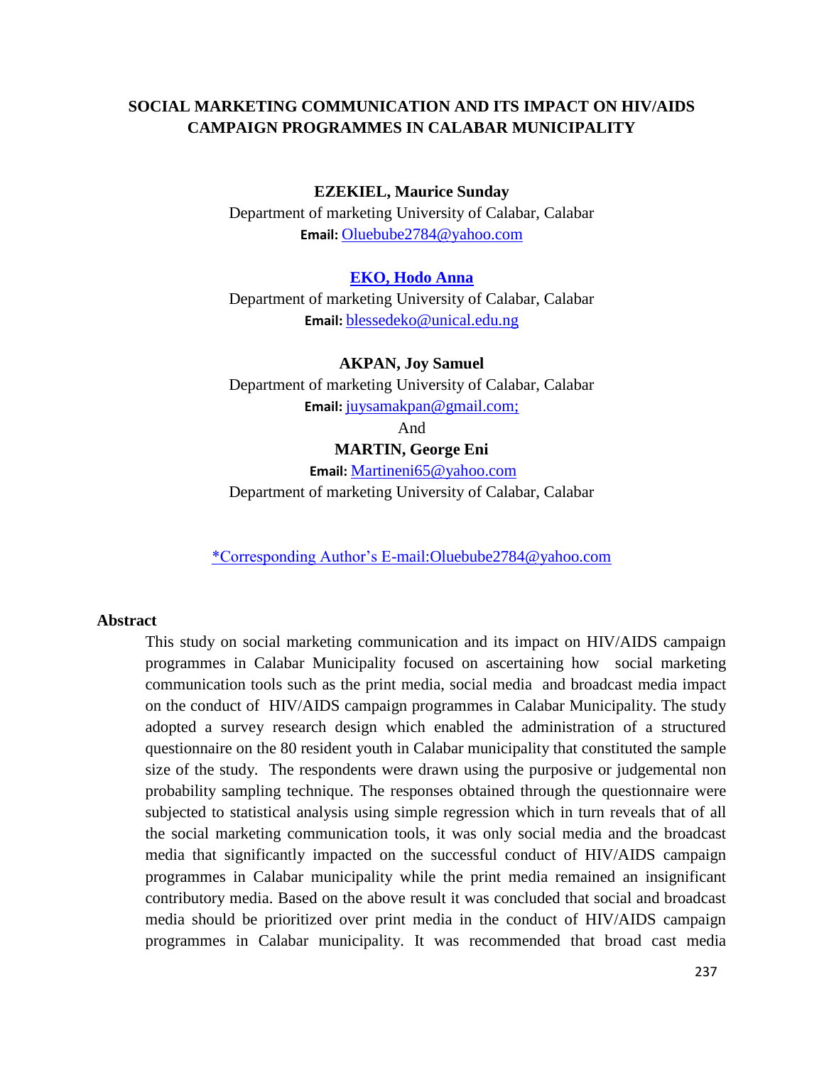# SOCIAL MARKETING COMMUNICATION AND ITS IMPACT ON HIV/AIDS CAMPAIGN PROGRAMMES IN CALABAR MUNICIPALITY

**EZEKIEL, Maurice Sunday**
Department of marketing University of Calabar, Calabar
**Email:** Oluebube2784@yahoo.com

**EKO, Hodo Anna**
Department of marketing University of Calabar, Calabar
**Email:** blessedeko@unical.edu.ng

**AKPAN, Joy Samuel**
Department of marketing University of Calabar, Calabar
**Email:** juysamakpan@gmail.com;

And

**MARTIN, George Eni**
**Email:** Martineni65@yahoo.com
Department of marketing University of Calabar, Calabar

*Corresponding Author's E-mail:Oluebube2784@yahoo.com

## Abstract

This study on social marketing communication and its impact on HIV/AIDS campaign programmes in Calabar Municipality focused on ascertaining how social marketing communication tools such as the print media, social media and broadcast media impact on the conduct of HIV/AIDS campaign programmes in Calabar Municipality. The study adopted a survey research design which enabled the administration of a structured questionnaire on the 80 resident youth in Calabar municipality that constituted the sample size of the study. The respondents were drawn using the purposive or judgemental non probability sampling technique. The responses obtained through the questionnaire were subjected to statistical analysis using simple regression which in turn reveals that of all the social marketing communication tools, it was only social media and the broadcast media that significantly impacted on the successful conduct of HIV/AIDS campaign programmes in Calabar municipality while the print media remained an insignificant contributory media. Based on the above result it was concluded that social and broadcast media should be prioritized over print media in the conduct of HIV/AIDS campaign programmes in Calabar municipality. It was recommended that broad cast media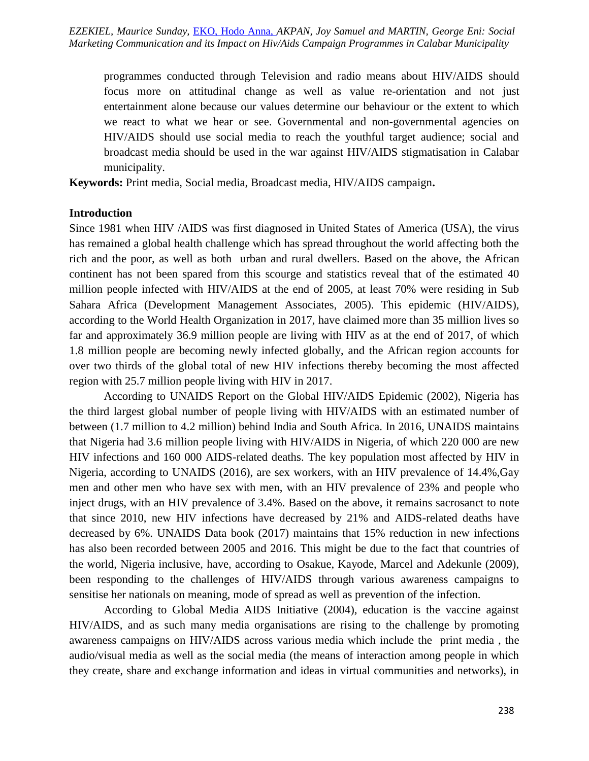programmes conducted through Television and radio means about HIV/AIDS should focus more on attitudinal change as well as value re-orientation and not just entertainment alone because our values determine our behaviour or the extent to which we react to what we hear or see. Governmental and non-governmental agencies on HIV/AIDS should use social media to reach the youthful target audience; social and broadcast media should be used in the war against HIV/AIDS stigmatisation in Calabar municipality.

**Keywords:** Print media, Social media, Broadcast media, HIV/AIDS campaign**.**

## Introduction

Since 1981 when HIV /AIDS was first diagnosed in United States of America (USA), the virus has remained a global health challenge which has spread throughout the world affecting both the rich and the poor, as well as both urban and rural dwellers. Based on the above, the African continent has not been spared from this scourge and statistics reveal that of the estimated 40 million people infected with HIV/AIDS at the end of 2005, at least 70% were residing in Sub Sahara Africa (Development Management Associates, 2005). This epidemic (HIV/AIDS), according to the World Health Organization in 2017, have claimed more than 35 million lives so far and approximately 36.9 million people are living with HIV as at the end of 2017, of which 1.8 million people are becoming newly infected globally, and the African region accounts for over two thirds of the global total of new HIV infections thereby becoming the most affected region with 25.7 million people living with HIV in 2017.

According to UNAIDS Report on the Global HIV/AIDS Epidemic (2002), Nigeria has the third largest global number of people living with HIV/AIDS with an estimated number of between (1.7 million to 4.2 million) behind India and South Africa. In 2016, UNAIDS maintains that Nigeria had 3.6 million people living with HIV/AIDS in Nigeria, of which 220 000 are new HIV infections and 160 000 AIDS-related deaths. The key population most affected by HIV in Nigeria, according to UNAIDS (2016), are sex workers, with an HIV prevalence of 14.4%,Gay men and other men who have sex with men, with an HIV prevalence of 23% and people who inject drugs, with an HIV prevalence of 3.4%. Based on the above, it remains sacrosanct to note that since 2010, new HIV infections have decreased by 21% and AIDS-related deaths have decreased by 6%. UNAIDS Data book (2017) maintains that 15% reduction in new infections has also been recorded between 2005 and 2016. This might be due to the fact that countries of the world, Nigeria inclusive, have, according to Osakue, Kayode, Marcel and Adekunle (2009), been responding to the challenges of HIV/AIDS through various awareness campaigns to sensitise her nationals on meaning, mode of spread as well as prevention of the infection.

According to Global Media AIDS Initiative (2004), education is the vaccine against HIV/AIDS, and as such many media organisations are rising to the challenge by promoting awareness campaigns on HIV/AIDS across various media which include the print media , the audio/visual media as well as the social media (the means of interaction among people in which they create, share and exchange information and ideas in virtual communities and networks), in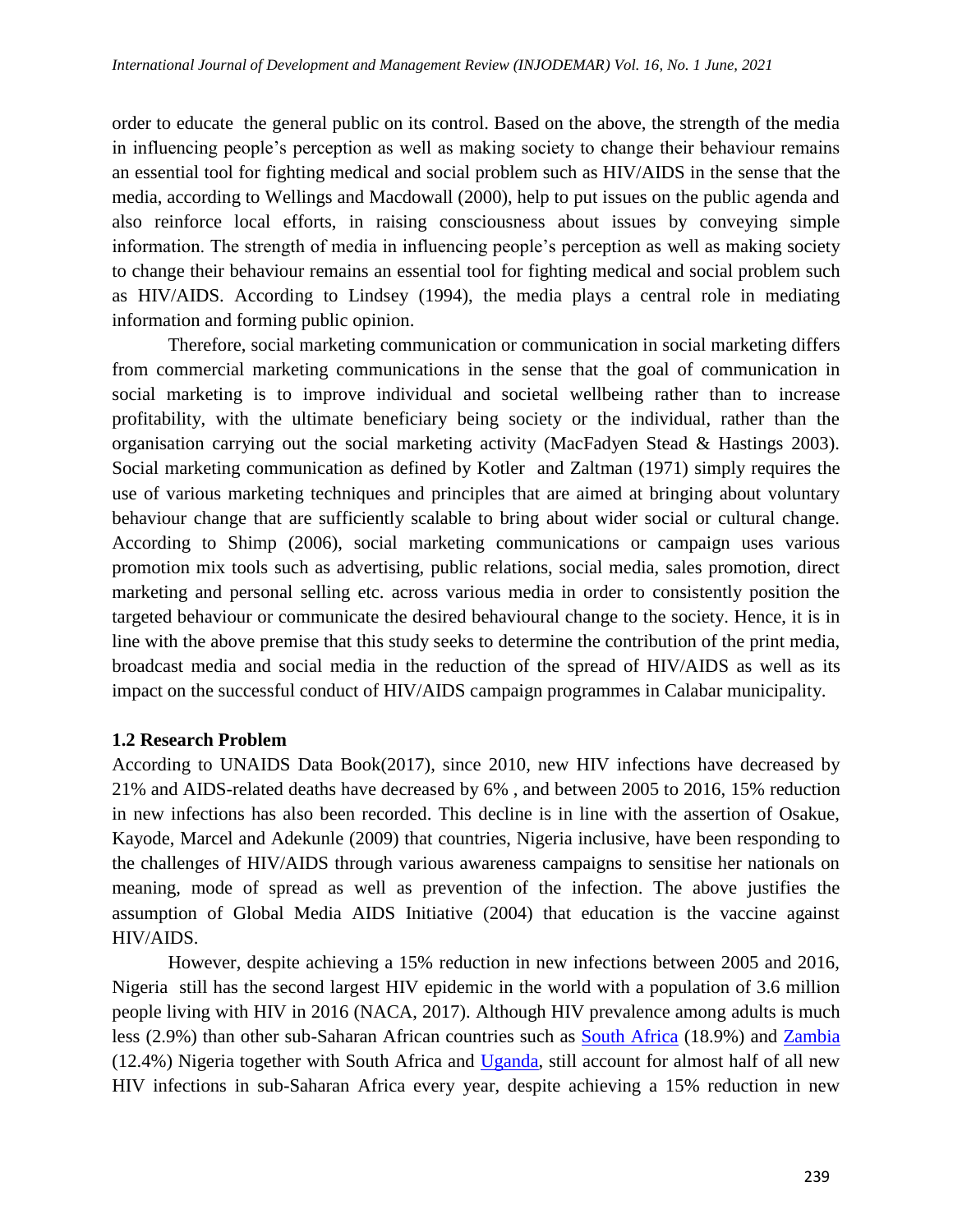order to educate the general public on its control. Based on the above, the strength of the media in influencing people's perception as well as making society to change their behaviour remains an essential tool for fighting medical and social problem such as HIV/AIDS in the sense that the media, according to Wellings and Macdowall (2000), help to put issues on the public agenda and also reinforce local efforts, in raising consciousness about issues by conveying simple information. The strength of media in influencing people's perception as well as making society to change their behaviour remains an essential tool for fighting medical and social problem such as HIV/AIDS. According to Lindsey (1994), the media plays a central role in mediating information and forming public opinion.

Therefore, social marketing communication or communication in social marketing differs from commercial marketing communications in the sense that the goal of communication in social marketing is to improve individual and societal wellbeing rather than to increase profitability, with the ultimate beneficiary being society or the individual, rather than the organisation carrying out the social marketing activity (MacFadyen Stead & Hastings 2003). Social marketing communication as defined by Kotler and Zaltman (1971) simply requires the use of various marketing techniques and principles that are aimed at bringing about voluntary behaviour change that are sufficiently scalable to bring about wider social or cultural change. According to Shimp (2006), social marketing communications or campaign uses various promotion mix tools such as advertising, public relations, social media, sales promotion, direct marketing and personal selling etc. across various media in order to consistently position the targeted behaviour or communicate the desired behavioural change to the society. Hence, it is in line with the above premise that this study seeks to determine the contribution of the print media, broadcast media and social media in the reduction of the spread of HIV/AIDS as well as its impact on the successful conduct of HIV/AIDS campaign programmes in Calabar municipality.

### 1.2 Research Problem

According to UNAIDS Data Book(2017), since 2010, new HIV infections have decreased by 21% and AIDS-related deaths have decreased by 6% , and between 2005 to 2016, 15% reduction in new infections has also been recorded. This decline is in line with the assertion of Osakue, Kayode, Marcel and Adekunle (2009) that countries, Nigeria inclusive, have been responding to the challenges of HIV/AIDS through various awareness campaigns to sensitise her nationals on meaning, mode of spread as well as prevention of the infection. The above justifies the assumption of Global Media AIDS Initiative (2004) that education is the vaccine against HIV/AIDS.

However, despite achieving a 15% reduction in new infections between 2005 and 2016, Nigeria still has the second largest HIV epidemic in the world with a population of 3.6 million people living with HIV in 2016 (NACA, 2017). Although HIV prevalence among adults is much less (2.9%) than other sub-Saharan African countries such as South Africa (18.9%) and Zambia (12.4%) Nigeria together with South Africa and Uganda, still account for almost half of all new HIV infections in sub-Saharan Africa every year, despite achieving a 15% reduction in new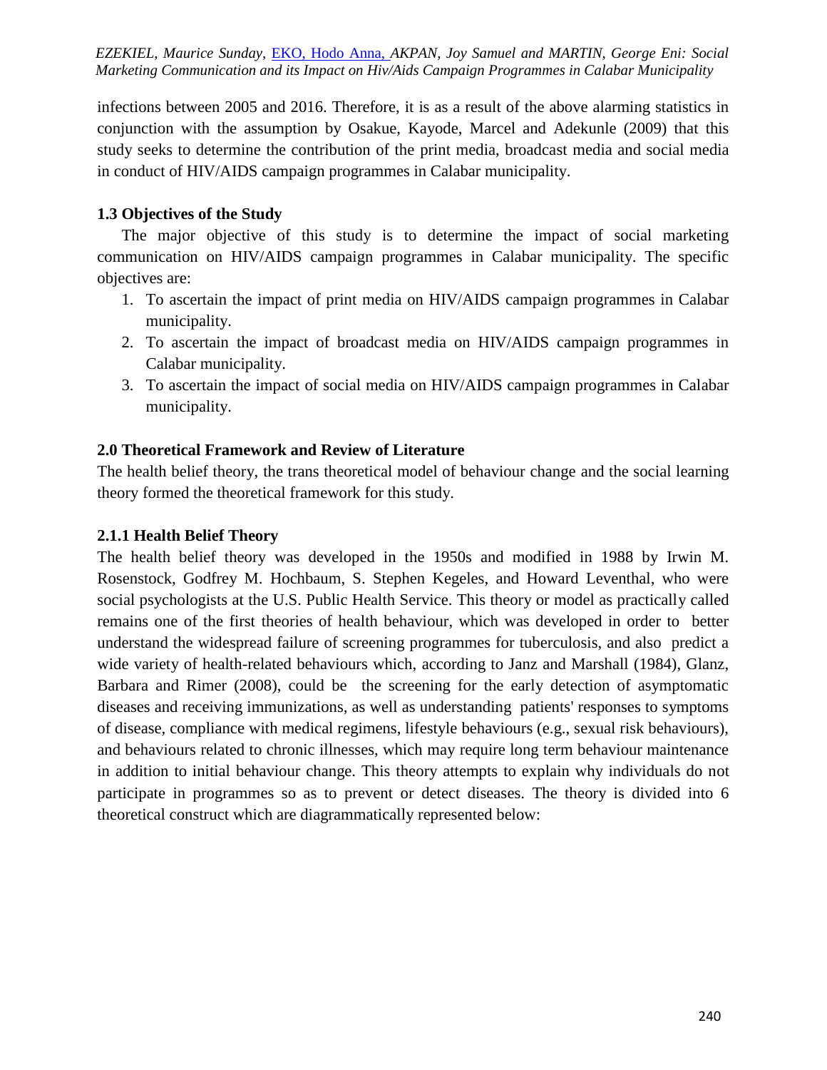infections between 2005 and 2016. Therefore, it is as a result of the above alarming statistics in conjunction with the assumption by Osakue, Kayode, Marcel and Adekunle (2009) that this study seeks to determine the contribution of the print media, broadcast media and social media in conduct of HIV/AIDS campaign programmes in Calabar municipality.

### 1.3 Objectives of the Study

The major objective of this study is to determine the impact of social marketing communication on HIV/AIDS campaign programmes in Calabar municipality. The specific objectives are:

1. To ascertain the impact of print media on HIV/AIDS campaign programmes in Calabar municipality.
2. To ascertain the impact of broadcast media on HIV/AIDS campaign programmes in Calabar municipality.
3. To ascertain the impact of social media on HIV/AIDS campaign programmes in Calabar municipality.

## 2.0 Theoretical Framework and Review of Literature

The health belief theory, the trans theoretical model of behaviour change and the social learning theory formed the theoretical framework for this study.

### 2.1.1 Health Belief Theory

The health belief theory was developed in the 1950s and modified in 1988 by Irwin M. Rosenstock, Godfrey M. Hochbaum, S. Stephen Kegeles, and Howard Leventhal, who were social psychologists at the U.S. Public Health Service. This theory or model as practically called remains one of the first theories of health behaviour, which was developed in order to better understand the widespread failure of screening programmes for tuberculosis, and also predict a wide variety of health-related behaviours which, according to Janz and Marshall (1984), Glanz, Barbara and Rimer (2008), could be the screening for the early detection of asymptomatic diseases and receiving immunizations, as well as understanding patients' responses to symptoms of disease, compliance with medical regimens, lifestyle behaviours (e.g., sexual risk behaviours), and behaviours related to chronic illnesses, which may require long term behaviour maintenance in addition to initial behaviour change. This theory attempts to explain why individuals do not participate in programmes so as to prevent or detect diseases. The theory is divided into 6 theoretical construct which are diagrammatically represented below: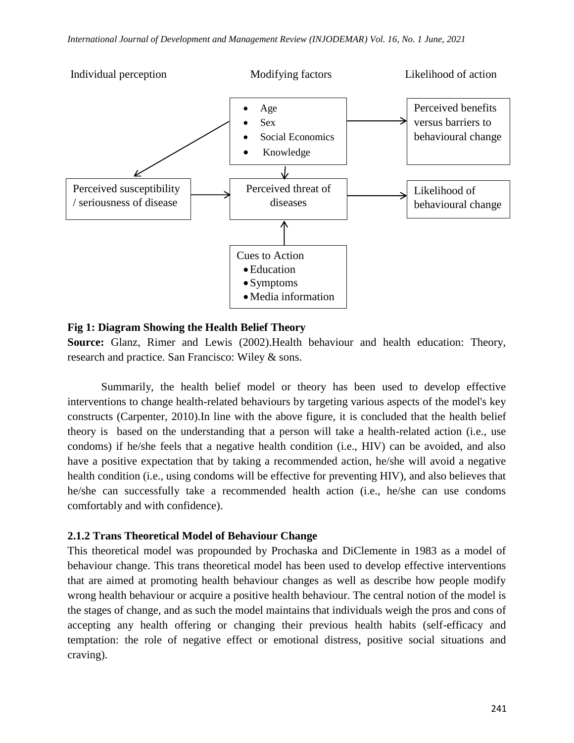Individual perception | Modifying factors | Likelihood of action

- Age
- Sex
- Social Economics
- Knowledge

Perceived benefits versus barriers to behavioural change

Perceived susceptibility / seriousness of disease

Perceived threat of diseases

Likelihood of behavioural change

Cues to Action
- Education
- Symptoms
- Media information

**Fig 1: Diagram Showing the Health Belief Theory**

**Source:** Glanz, Rimer and Lewis (2002).Health behaviour and health education: Theory, research and practice. San Francisco: Wiley & sons.

Summarily, the health belief model or theory has been used to develop effective interventions to change health-related behaviours by targeting various aspects of the model's key constructs (Carpenter, 2010).In line with the above figure, it is concluded that the health belief theory is based on the understanding that a person will take a health-related action (i.e., use condoms) if he/she feels that a negative health condition (i.e., HIV) can be avoided, and also have a positive expectation that by taking a recommended action, he/she will avoid a negative health condition (i.e., using condoms will be effective for preventing HIV), and also believes that he/she can successfully take a recommended health action (i.e., he/she can use condoms comfortably and with confidence).

### 2.1.2 Trans Theoretical Model of Behaviour Change

This theoretical model was propounded by Prochaska and DiClemente in 1983 as a model of behaviour change. This trans theoretical model has been used to develop effective interventions that are aimed at promoting health behaviour changes as well as describe how people modify wrong health behaviour or acquire a positive health behaviour. The central notion of the model is the stages of change, and as such the model maintains that individuals weigh the pros and cons of accepting any health offering or changing their previous health habits (self-efficacy and temptation: the role of negative effect or emotional distress, positive social situations and craving).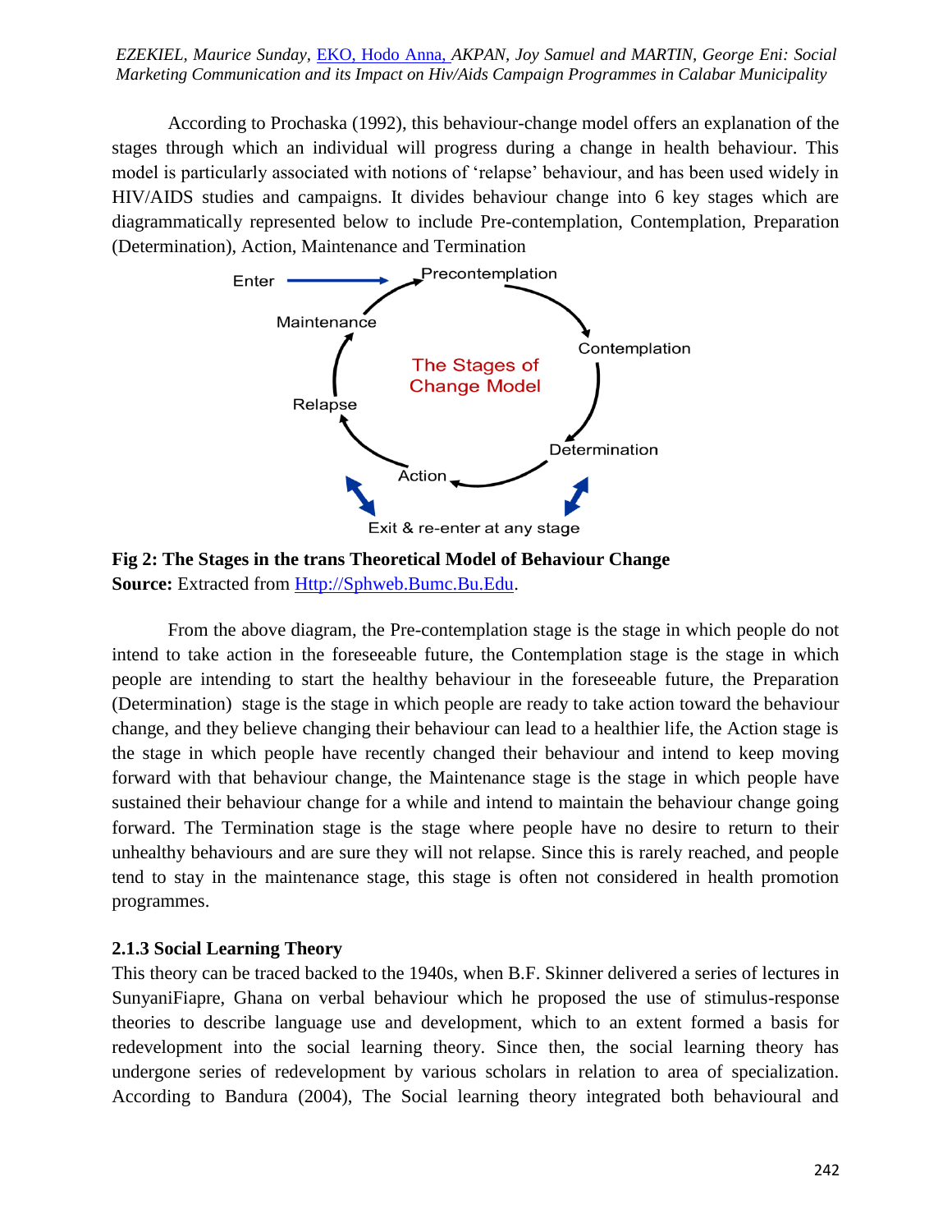According to Prochaska (1992), this behaviour-change model offers an explanation of the stages through which an individual will progress during a change in health behaviour. This model is particularly associated with notions of 'relapse' behaviour, and has been used widely in HIV/AIDS studies and campaigns. It divides behaviour change into 6 key stages which are diagrammatically represented below to include Pre-contemplation, Contemplation, Preparation (Determination), Action, Maintenance and Termination

Enter → Precontemplation → Contemplation → Determination → Action → Relapse → Maintenance

The Stages of Change Model

Exit & re-enter at any stage

**Fig 2: The Stages in the trans Theoretical Model of Behaviour Change**
**Source:** Extracted from Http://Sphweb.Bumc.Bu.Edu.

From the above diagram, the Pre-contemplation stage is the stage in which people do not intend to take action in the foreseeable future, the Contemplation stage is the stage in which people are intending to start the healthy behaviour in the foreseeable future, the Preparation (Determination) stage is the stage in which people are ready to take action toward the behaviour change, and they believe changing their behaviour can lead to a healthier life, the Action stage is the stage in which people have recently changed their behaviour and intend to keep moving forward with that behaviour change, the Maintenance stage is the stage in which people have sustained their behaviour change for a while and intend to maintain the behaviour change going forward. The Termination stage is the stage where people have no desire to return to their unhealthy behaviours and are sure they will not relapse. Since this is rarely reached, and people tend to stay in the maintenance stage, this stage is often not considered in health promotion programmes.

### 2.1.3 Social Learning Theory

This theory can be traced backed to the 1940s, when B.F. Skinner delivered a series of lectures in SunyaniFiapre, Ghana on verbal behaviour which he proposed the use of stimulus-response theories to describe language use and development, which to an extent formed a basis for redevelopment into the social learning theory. Since then, the social learning theory has undergone series of redevelopment by various scholars in relation to area of specialization. According to Bandura (2004), The Social learning theory integrated both behavioural and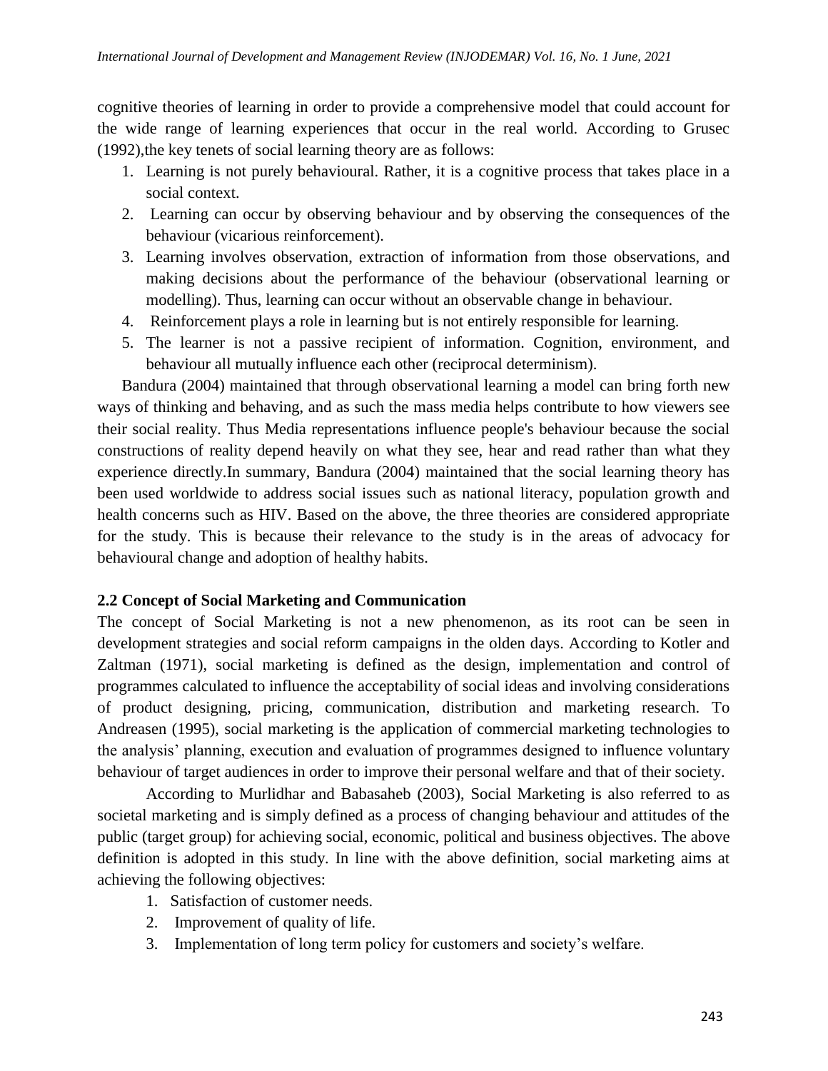cognitive theories of learning in order to provide a comprehensive model that could account for the wide range of learning experiences that occur in the real world. According to Grusec (1992),the key tenets of social learning theory are as follows:

1. Learning is not purely behavioural. Rather, it is a cognitive process that takes place in a social context.
2. Learning can occur by observing behaviour and by observing the consequences of the behaviour (vicarious reinforcement).
3. Learning involves observation, extraction of information from those observations, and making decisions about the performance of the behaviour (observational learning or modelling). Thus, learning can occur without an observable change in behaviour.
4. Reinforcement plays a role in learning but is not entirely responsible for learning.
5. The learner is not a passive recipient of information. Cognition, environment, and behaviour all mutually influence each other (reciprocal determinism).

Bandura (2004) maintained that through observational learning a model can bring forth new ways of thinking and behaving, and as such the mass media helps contribute to how viewers see their social reality. Thus Media representations influence people's behaviour because the social constructions of reality depend heavily on what they see, hear and read rather than what they experience directly.In summary, Bandura (2004) maintained that the social learning theory has been used worldwide to address social issues such as national literacy, population growth and health concerns such as HIV. Based on the above, the three theories are considered appropriate for the study. This is because their relevance to the study is in the areas of advocacy for behavioural change and adoption of healthy habits.

## 2.2 Concept of Social Marketing and Communication

The concept of Social Marketing is not a new phenomenon, as its root can be seen in development strategies and social reform campaigns in the olden days. According to Kotler and Zaltman (1971), social marketing is defined as the design, implementation and control of programmes calculated to influence the acceptability of social ideas and involving considerations of product designing, pricing, communication, distribution and marketing research. To Andreasen (1995), social marketing is the application of commercial marketing technologies to the analysis' planning, execution and evaluation of programmes designed to influence voluntary behaviour of target audiences in order to improve their personal welfare and that of their society.

According to Murlidhar and Babasaheb (2003), Social Marketing is also referred to as societal marketing and is simply defined as a process of changing behaviour and attitudes of the public (target group) for achieving social, economic, political and business objectives. The above definition is adopted in this study. In line with the above definition, social marketing aims at achieving the following objectives:

1. Satisfaction of customer needs.
2. Improvement of quality of life.
3. Implementation of long term policy for customers and society's welfare.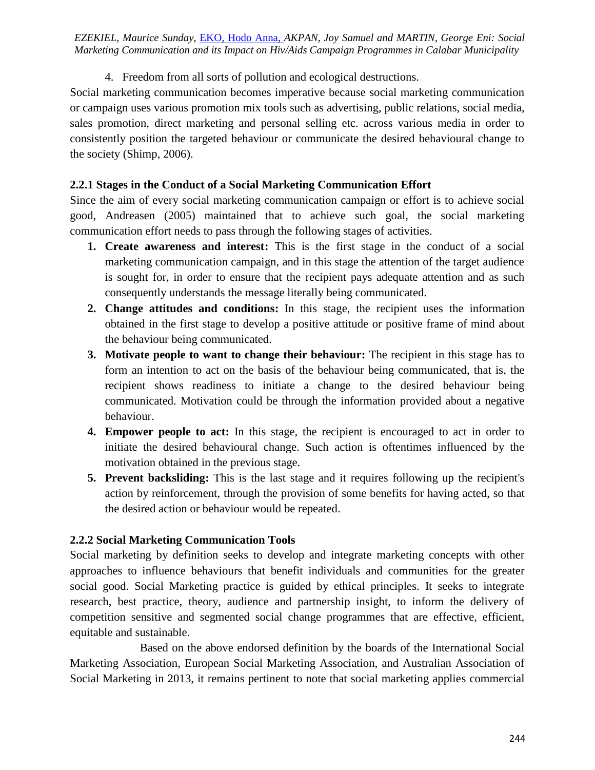4. Freedom from all sorts of pollution and ecological destructions.

Social marketing communication becomes imperative because social marketing communication or campaign uses various promotion mix tools such as advertising, public relations, social media, sales promotion, direct marketing and personal selling etc. across various media in order to consistently position the targeted behaviour or communicate the desired behavioural change to the society (Shimp, 2006).

### 2.2.1 Stages in the Conduct of a Social Marketing Communication Effort

Since the aim of every social marketing communication campaign or effort is to achieve social good, Andreasen (2005) maintained that to achieve such goal, the social marketing communication effort needs to pass through the following stages of activities.

1. **Create awareness and interest:** This is the first stage in the conduct of a social marketing communication campaign, and in this stage the attention of the target audience is sought for, in order to ensure that the recipient pays adequate attention and as such consequently understands the message literally being communicated.
2. **Change attitudes and conditions:** In this stage, the recipient uses the information obtained in the first stage to develop a positive attitude or positive frame of mind about the behaviour being communicated.
3. **Motivate people to want to change their behaviour:** The recipient in this stage has to form an intention to act on the basis of the behaviour being communicated, that is, the recipient shows readiness to initiate a change to the desired behaviour being communicated. Motivation could be through the information provided about a negative behaviour.
4. **Empower people to act:** In this stage, the recipient is encouraged to act in order to initiate the desired behavioural change. Such action is oftentimes influenced by the motivation obtained in the previous stage.
5. **Prevent backsliding:** This is the last stage and it requires following up the recipient's action by reinforcement, through the provision of some benefits for having acted, so that the desired action or behaviour would be repeated.

### 2.2.2 Social Marketing Communication Tools

Social marketing by definition seeks to develop and integrate marketing concepts with other approaches to influence behaviours that benefit individuals and communities for the greater social good. Social Marketing practice is guided by ethical principles. It seeks to integrate research, best practice, theory, audience and partnership insight, to inform the delivery of competition sensitive and segmented social change programmes that are effective, efficient, equitable and sustainable.

Based on the above endorsed definition by the boards of the International Social Marketing Association, European Social Marketing Association, and Australian Association of Social Marketing in 2013, it remains pertinent to note that social marketing applies commercial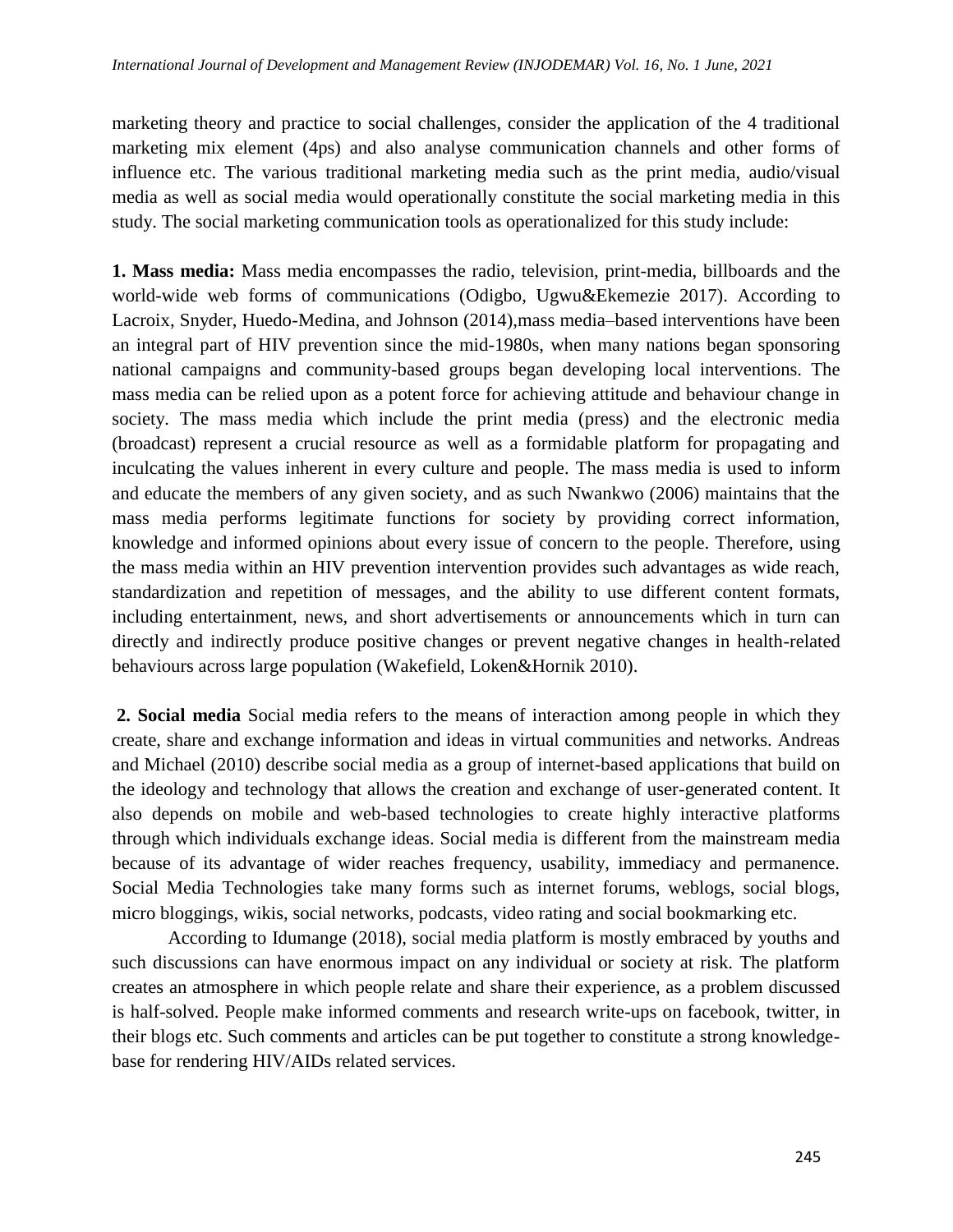marketing theory and practice to social challenges, consider the application of the 4 traditional marketing mix element (4ps) and also analyse communication channels and other forms of influence etc. The various traditional marketing media such as the print media, audio/visual media as well as social media would operationally constitute the social marketing media in this study. The social marketing communication tools as operationalized for this study include:

**1. Mass media:** Mass media encompasses the radio, television, print-media, billboards and the world-wide web forms of communications (Odigbo, Ugwu&Ekemezie 2017). According to Lacroix, Snyder, Huedo-Medina, and Johnson (2014),mass media–based interventions have been an integral part of HIV prevention since the mid-1980s, when many nations began sponsoring national campaigns and community-based groups began developing local interventions. The mass media can be relied upon as a potent force for achieving attitude and behaviour change in society. The mass media which include the print media (press) and the electronic media (broadcast) represent a crucial resource as well as a formidable platform for propagating and inculcating the values inherent in every culture and people. The mass media is used to inform and educate the members of any given society, and as such Nwankwo (2006) maintains that the mass media performs legitimate functions for society by providing correct information, knowledge and informed opinions about every issue of concern to the people. Therefore, using the mass media within an HIV prevention intervention provides such advantages as wide reach, standardization and repetition of messages, and the ability to use different content formats, including entertainment, news, and short advertisements or announcements which in turn can directly and indirectly produce positive changes or prevent negative changes in health-related behaviours across large population (Wakefield, Loken&Hornik 2010).

**2. Social media** Social media refers to the means of interaction among people in which they create, share and exchange information and ideas in virtual communities and networks. Andreas and Michael (2010) describe social media as a group of internet-based applications that build on the ideology and technology that allows the creation and exchange of user-generated content. It also depends on mobile and web-based technologies to create highly interactive platforms through which individuals exchange ideas. Social media is different from the mainstream media because of its advantage of wider reaches frequency, usability, immediacy and permanence. Social Media Technologies take many forms such as internet forums, weblogs, social blogs, micro bloggings, wikis, social networks, podcasts, video rating and social bookmarking etc.

According to Idumange (2018), social media platform is mostly embraced by youths and such discussions can have enormous impact on any individual or society at risk. The platform creates an atmosphere in which people relate and share their experience, as a problem discussed is half-solved. People make informed comments and research write-ups on facebook, twitter, in their blogs etc. Such comments and articles can be put together to constitute a strong knowledge-base for rendering HIV/AIDs related services.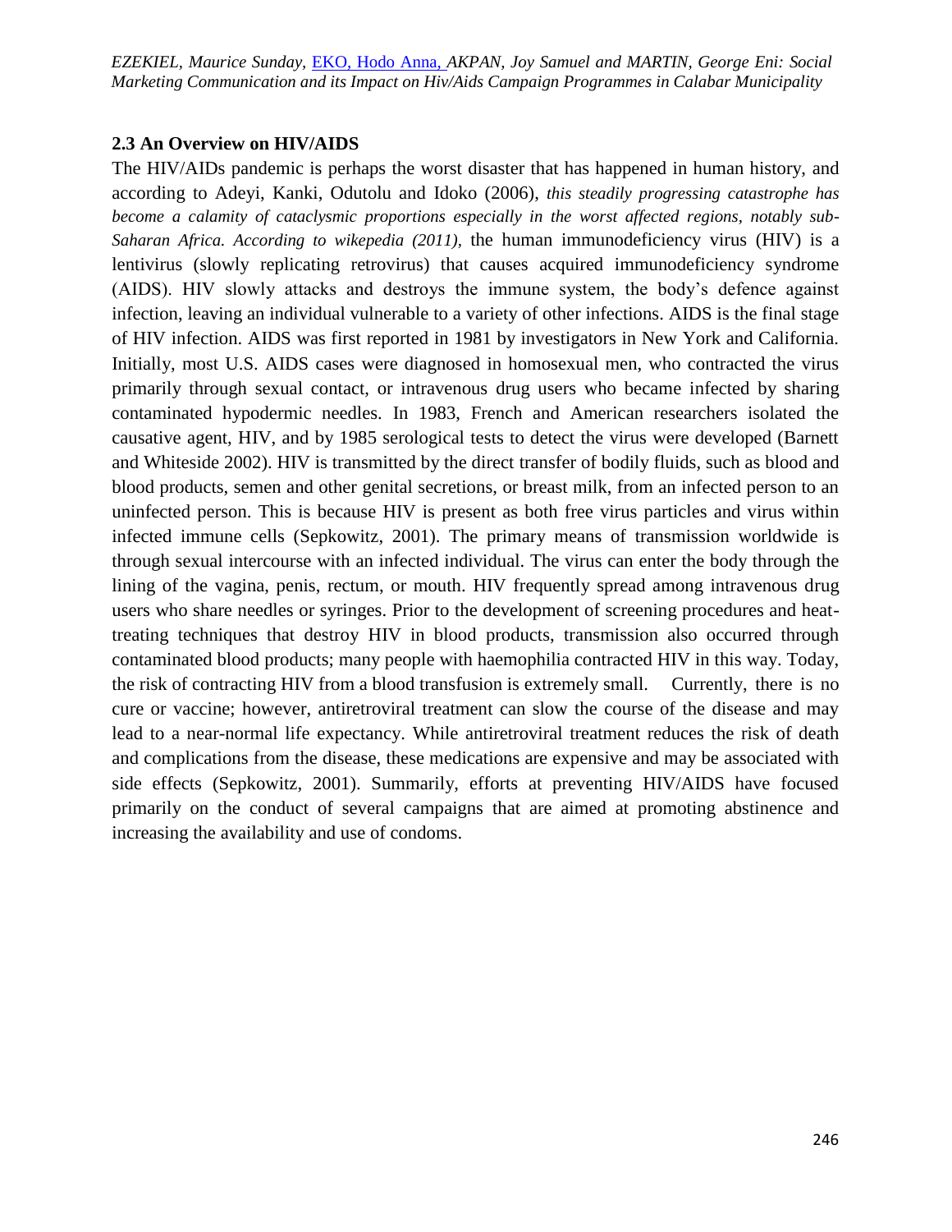## 2.3 An Overview on HIV/AIDS

The HIV/AIDs pandemic is perhaps the worst disaster that has happened in human history, and according to Adeyi, Kanki, Odutolu and Idoko (2006), *this steadily progressing catastrophe has become a calamity of cataclysmic proportions especially in the worst affected regions, notably sub-Saharan Africa. According to wikepedia (2011),* the human immunodeficiency virus (HIV) is a lentivirus (slowly replicating retrovirus) that causes acquired immunodeficiency syndrome (AIDS). HIV slowly attacks and destroys the immune system, the body's defence against infection, leaving an individual vulnerable to a variety of other infections. AIDS is the final stage of HIV infection. AIDS was first reported in 1981 by investigators in New York and California. Initially, most U.S. AIDS cases were diagnosed in homosexual men, who contracted the virus primarily through sexual contact, or intravenous drug users who became infected by sharing contaminated hypodermic needles. In 1983, French and American researchers isolated the causative agent, HIV, and by 1985 serological tests to detect the virus were developed (Barnett and Whiteside 2002). HIV is transmitted by the direct transfer of bodily fluids, such as blood and blood products, semen and other genital secretions, or breast milk, from an infected person to an uninfected person. This is because HIV is present as both free virus particles and virus within infected immune cells (Sepkowitz, 2001). The primary means of transmission worldwide is through sexual intercourse with an infected individual. The virus can enter the body through the lining of the vagina, penis, rectum, or mouth. HIV frequently spread among intravenous drug users who share needles or syringes. Prior to the development of screening procedures and heat-treating techniques that destroy HIV in blood products, transmission also occurred through contaminated blood products; many people with haemophilia contracted HIV in this way. Today, the risk of contracting HIV from a blood transfusion is extremely small. Currently, there is no cure or vaccine; however, antiretroviral treatment can slow the course of the disease and may lead to a near-normal life expectancy. While antiretroviral treatment reduces the risk of death and complications from the disease, these medications are expensive and may be associated with side effects (Sepkowitz, 2001). Summarily, efforts at preventing HIV/AIDS have focused primarily on the conduct of several campaigns that are aimed at promoting abstinence and increasing the availability and use of condoms.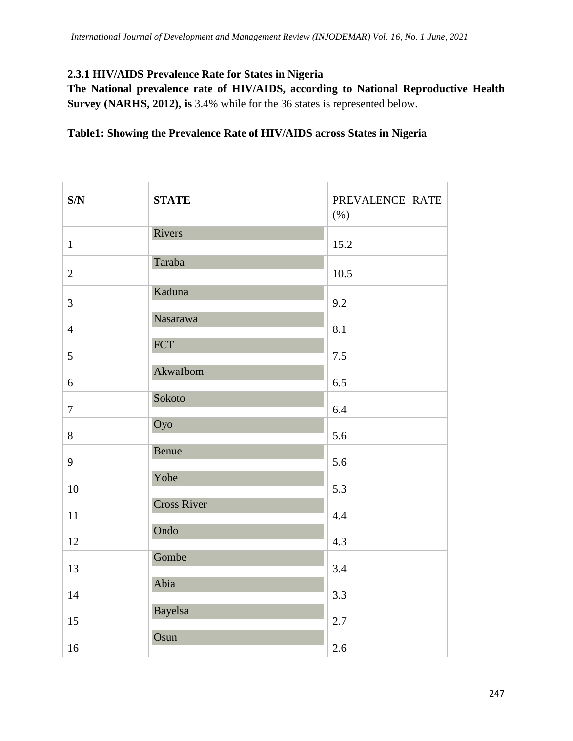### 2.3.1 HIV/AIDS Prevalence Rate for States in Nigeria

**The National prevalence rate of HIV/AIDS, according to National Reproductive Health Survey (NARHS, 2012), is** 3.4% while for the 36 states is represented below.

**Table1: Showing the Prevalence Rate of HIV/AIDS across States in Nigeria**

| S/N | STATE | PREVALENCE RATE (%) |
|---|---|---|
| 1 | Rivers | 15.2 |
| 2 | Taraba | 10.5 |
| 3 | Kaduna | 9.2 |
| 4 | Nasarawa | 8.1 |
| 5 | FCT | 7.5 |
| 6 | AkwaIbom | 6.5 |
| 7 | Sokoto | 6.4 |
| 8 | Oyo | 5.6 |
| 9 | Benue | 5.6 |
| 10 | Yobe | 5.3 |
| 11 | Cross River | 4.4 |
| 12 | Ondo | 4.3 |
| 13 | Gombe | 3.4 |
| 14 | Abia | 3.3 |
| 15 | Bayelsa | 2.7 |
| 16 | Osun | 2.6 |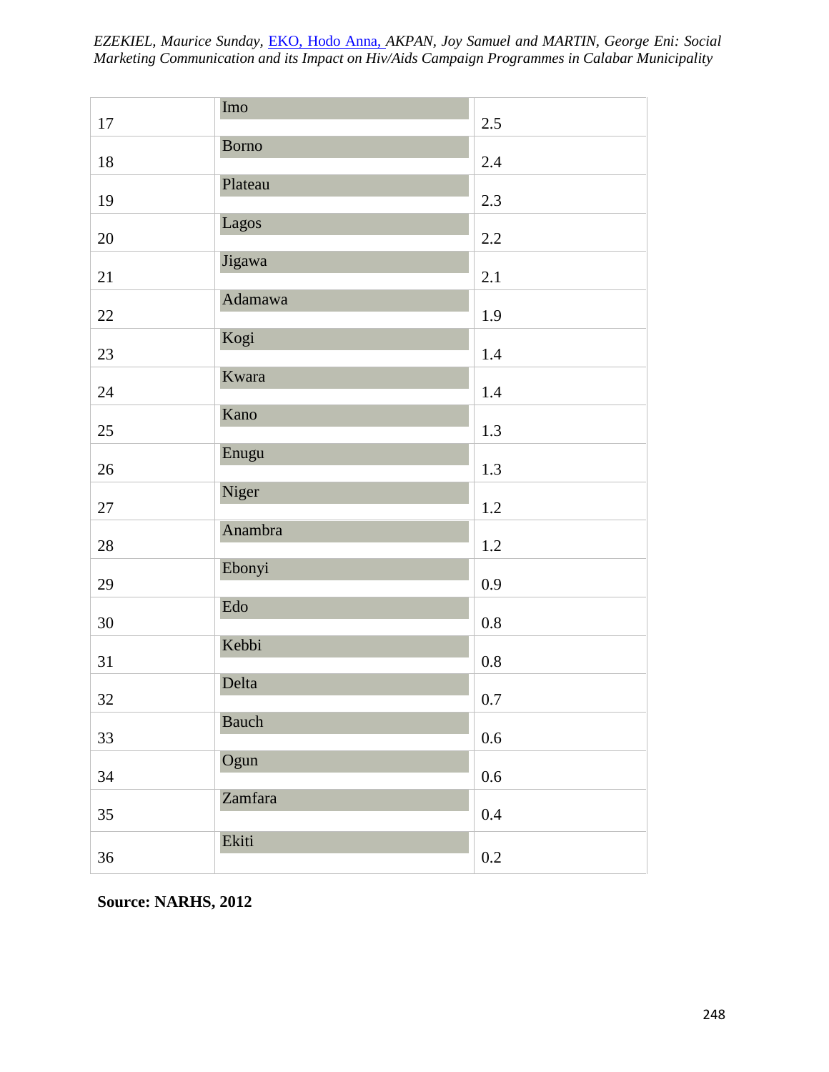| | | |
|---|---|---|
| 17 | Imo | 2.5 |
| 18 | Borno | 2.4 |
| 19 | Plateau | 2.3 |
| 20 | Lagos | 2.2 |
| 21 | Jigawa | 2.1 |
| 22 | Adamawa | 1.9 |
| 23 | Kogi | 1.4 |
| 24 | Kwara | 1.4 |
| 25 | Kano | 1.3 |
| 26 | Enugu | 1.3 |
| 27 | Niger | 1.2 |
| 28 | Anambra | 1.2 |
| 29 | Ebonyi | 0.9 |
| 30 | Edo | 0.8 |
| 31 | Kebbi | 0.8 |
| 32 | Delta | 0.7 |
| 33 | Bauch | 0.6 |
| 34 | Ogun | 0.6 |
| 35 | Zamfara | 0.4 |
| 36 | Ekiti | 0.2 |

**Source: NARHS, 2012**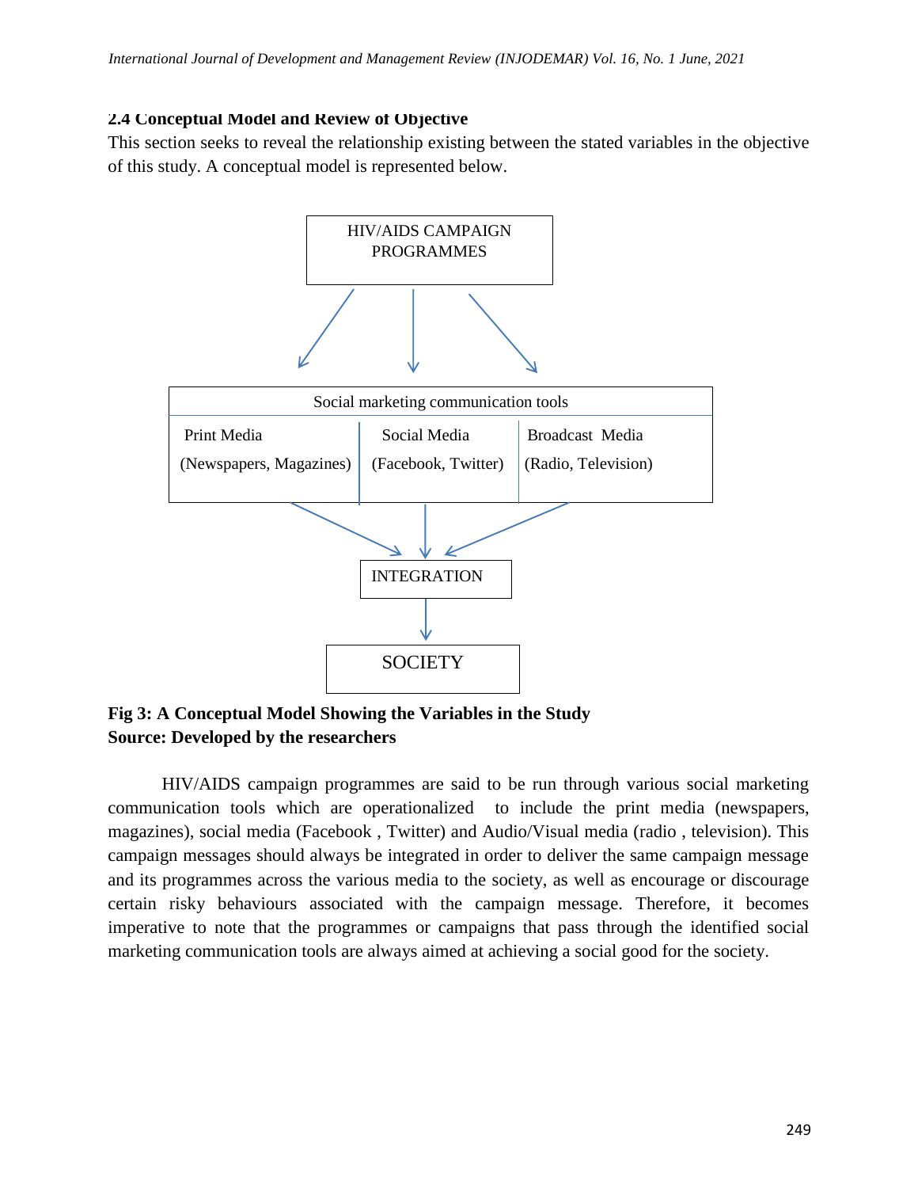### 2.4 Conceptual Model and Review of Objective

This section seeks to reveal the relationship existing between the stated variables in the objective of this study. A conceptual model is represented below.

HIV/AIDS CAMPAIGN PROGRAMMES

| Social marketing communication tools | | |
|---|---|---|
| Print Media (Newspapers, Magazines) | Social Media (Facebook, Twitter) | Broadcast Media (Radio, Television) |

INTEGRATION

SOCIETY

**Fig 3: A Conceptual Model Showing the Variables in the Study**
**Source: Developed by the researchers**

HIV/AIDS campaign programmes are said to be run through various social marketing communication tools which are operationalized to include the print media (newspapers, magazines), social media (Facebook , Twitter) and Audio/Visual media (radio , television). This campaign messages should always be integrated in order to deliver the same campaign message and its programmes across the various media to the society, as well as encourage or discourage certain risky behaviours associated with the campaign message. Therefore, it becomes imperative to note that the programmes or campaigns that pass through the identified social marketing communication tools are always aimed at achieving a social good for the society.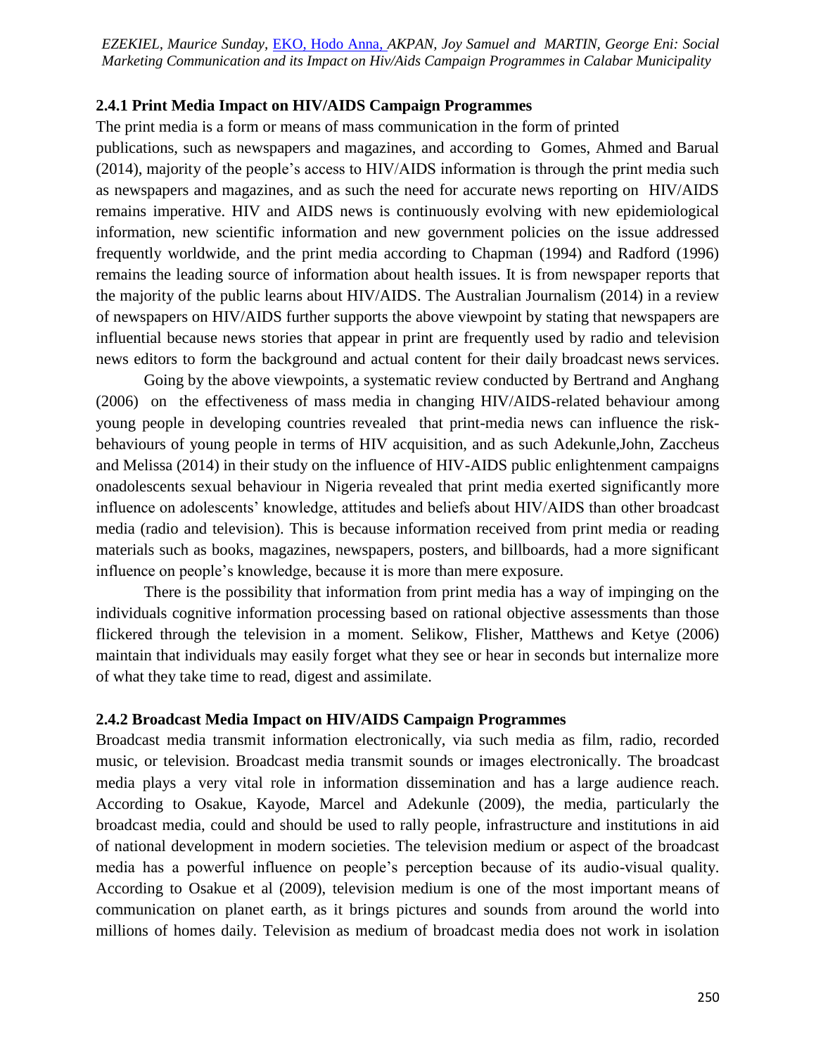### 2.4.1 Print Media Impact on HIV/AIDS Campaign Programmes

The print media is a form or means of mass communication in the form of printed publications, such as newspapers and magazines, and according to Gomes, Ahmed and Barual (2014), majority of the people's access to HIV/AIDS information is through the print media such as newspapers and magazines, and as such the need for accurate news reporting on HIV/AIDS remains imperative. HIV and AIDS news is continuously evolving with new epidemiological information, new scientific information and new government policies on the issue addressed frequently worldwide, and the print media according to Chapman (1994) and Radford (1996) remains the leading source of information about health issues. It is from newspaper reports that the majority of the public learns about HIV/AIDS. The Australian Journalism (2014) in a review of newspapers on HIV/AIDS further supports the above viewpoint by stating that newspapers are influential because news stories that appear in print are frequently used by radio and television news editors to form the background and actual content for their daily broadcast news services.

Going by the above viewpoints, a systematic review conducted by Bertrand and Anghang (2006) on the effectiveness of mass media in changing HIV/AIDS-related behaviour among young people in developing countries revealed that print-media news can influence the risk-behaviours of young people in terms of HIV acquisition, and as such Adekunle,John, Zaccheus and Melissa (2014) in their study on the influence of HIV-AIDS public enlightenment campaigns onadolescents sexual behaviour in Nigeria revealed that print media exerted significantly more influence on adolescents' knowledge, attitudes and beliefs about HIV/AIDS than other broadcast media (radio and television). This is because information received from print media or reading materials such as books, magazines, newspapers, posters, and billboards, had a more significant influence on people's knowledge, because it is more than mere exposure.

There is the possibility that information from print media has a way of impinging on the individuals cognitive information processing based on rational objective assessments than those flickered through the television in a moment. Selikow, Flisher, Matthews and Ketye (2006) maintain that individuals may easily forget what they see or hear in seconds but internalize more of what they take time to read, digest and assimilate.

### 2.4.2 Broadcast Media Impact on HIV/AIDS Campaign Programmes

Broadcast media transmit information electronically, via such media as film, radio, recorded music, or television. Broadcast media transmit sounds or images electronically. The broadcast media plays a very vital role in information dissemination and has a large audience reach. According to Osakue, Kayode, Marcel and Adekunle (2009), the media, particularly the broadcast media, could and should be used to rally people, infrastructure and institutions in aid of national development in modern societies. The television medium or aspect of the broadcast media has a powerful influence on people's perception because of its audio-visual quality. According to Osakue et al (2009), television medium is one of the most important means of communication on planet earth, as it brings pictures and sounds from around the world into millions of homes daily. Television as medium of broadcast media does not work in isolation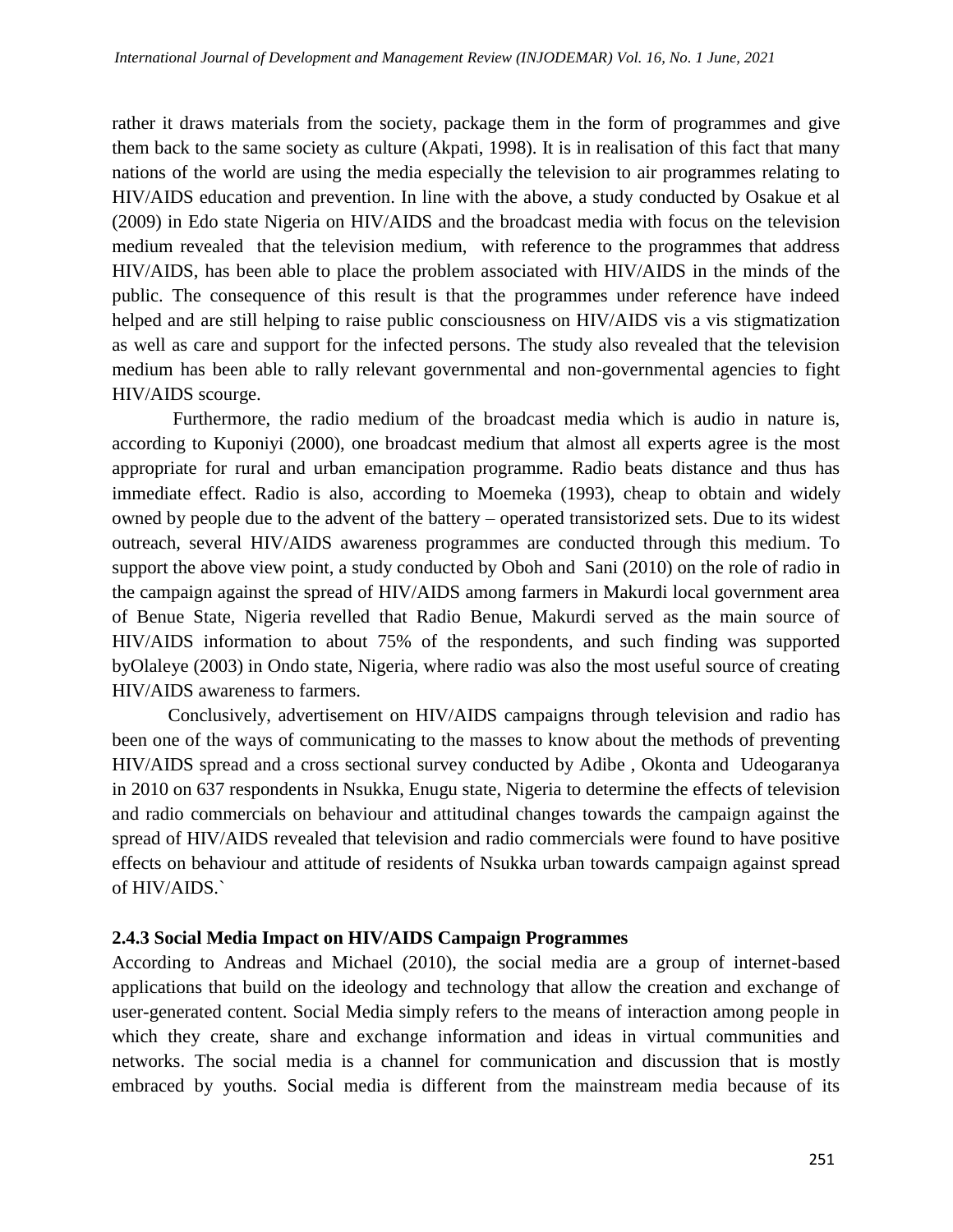rather it draws materials from the society, package them in the form of programmes and give them back to the same society as culture (Akpati, 1998). It is in realisation of this fact that many nations of the world are using the media especially the television to air programmes relating to HIV/AIDS education and prevention. In line with the above, a study conducted by Osakue et al (2009) in Edo state Nigeria on HIV/AIDS and the broadcast media with focus on the television medium revealed that the television medium, with reference to the programmes that address HIV/AIDS, has been able to place the problem associated with HIV/AIDS in the minds of the public. The consequence of this result is that the programmes under reference have indeed helped and are still helping to raise public consciousness on HIV/AIDS vis a vis stigmatization as well as care and support for the infected persons. The study also revealed that the television medium has been able to rally relevant governmental and non-governmental agencies to fight HIV/AIDS scourge.

Furthermore, the radio medium of the broadcast media which is audio in nature is, according to Kuponiyi (2000), one broadcast medium that almost all experts agree is the most appropriate for rural and urban emancipation programme. Radio beats distance and thus has immediate effect. Radio is also, according to Moemeka (1993), cheap to obtain and widely owned by people due to the advent of the battery – operated transistorized sets. Due to its widest outreach, several HIV/AIDS awareness programmes are conducted through this medium. To support the above view point, a study conducted by Oboh and Sani (2010) on the role of radio in the campaign against the spread of HIV/AIDS among farmers in Makurdi local government area of Benue State, Nigeria revelled that Radio Benue, Makurdi served as the main source of HIV/AIDS information to about 75% of the respondents, and such finding was supported byOlaleye (2003) in Ondo state, Nigeria, where radio was also the most useful source of creating HIV/AIDS awareness to farmers.

Conclusively, advertisement on HIV/AIDS campaigns through television and radio has been one of the ways of communicating to the masses to know about the methods of preventing HIV/AIDS spread and a cross sectional survey conducted by Adibe , Okonta and Udeogaranya in 2010 on 637 respondents in Nsukka, Enugu state, Nigeria to determine the effects of television and radio commercials on behaviour and attitudinal changes towards the campaign against the spread of HIV/AIDS revealed that television and radio commercials were found to have positive effects on behaviour and attitude of residents of Nsukka urban towards campaign against spread of HIV/AIDS.`

### 2.4.3 Social Media Impact on HIV/AIDS Campaign Programmes

According to Andreas and Michael (2010), the social media are a group of internet-based applications that build on the ideology and technology that allow the creation and exchange of user-generated content. Social Media simply refers to the means of interaction among people in which they create, share and exchange information and ideas in virtual communities and networks. The social media is a channel for communication and discussion that is mostly embraced by youths. Social media is different from the mainstream media because of its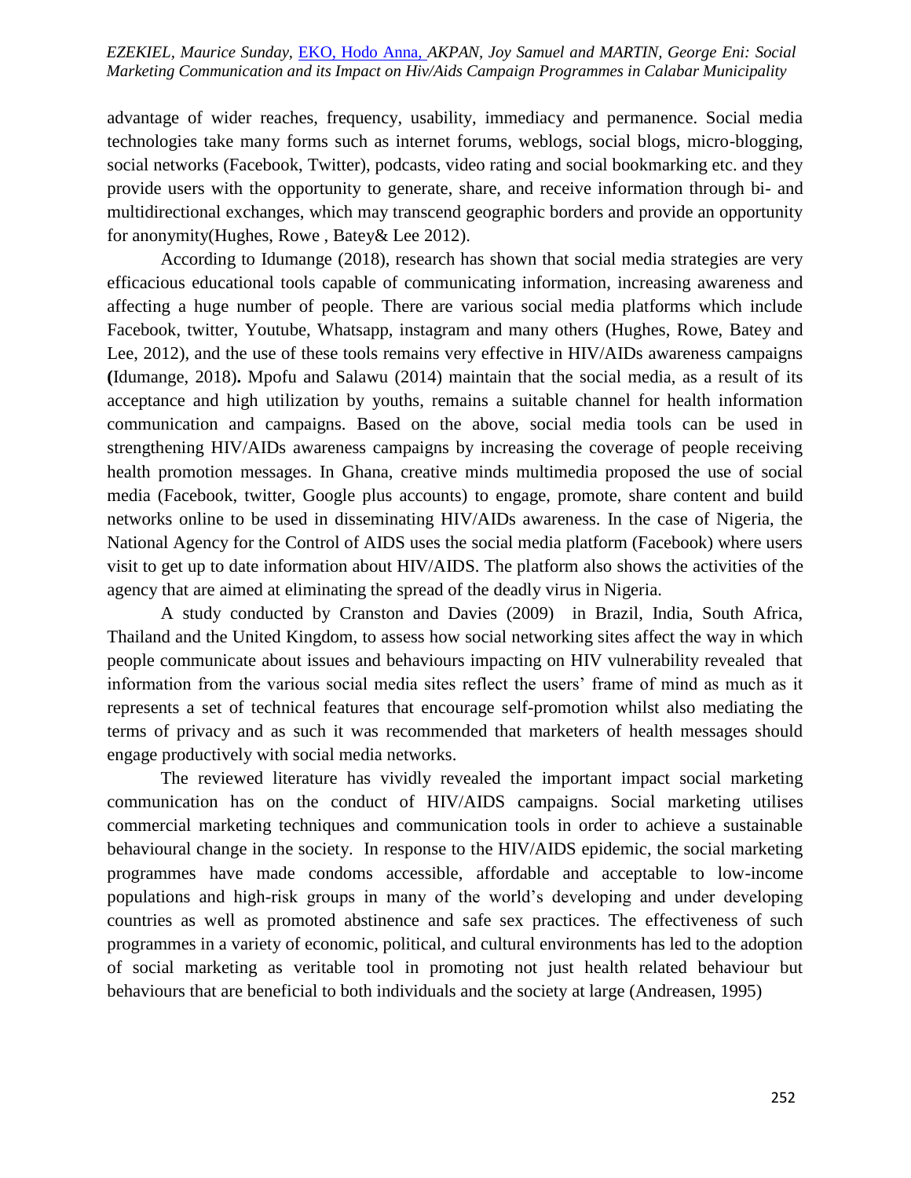advantage of wider reaches, frequency, usability, immediacy and permanence. Social media technologies take many forms such as internet forums, weblogs, social blogs, micro-blogging, social networks (Facebook, Twitter), podcasts, video rating and social bookmarking etc. and they provide users with the opportunity to generate, share, and receive information through bi- and multidirectional exchanges, which may transcend geographic borders and provide an opportunity for anonymity(Hughes, Rowe , Batey& Lee 2012).

According to Idumange (2018), research has shown that social media strategies are very efficacious educational tools capable of communicating information, increasing awareness and affecting a huge number of people. There are various social media platforms which include Facebook, twitter, Youtube, Whatsapp, instagram and many others (Hughes, Rowe, Batey and Lee, 2012), and the use of these tools remains very effective in HIV/AIDs awareness campaigns **(**Idumange, 2018)**.** Mpofu and Salawu (2014) maintain that the social media, as a result of its acceptance and high utilization by youths, remains a suitable channel for health information communication and campaigns. Based on the above, social media tools can be used in strengthening HIV/AIDs awareness campaigns by increasing the coverage of people receiving health promotion messages. In Ghana, creative minds multimedia proposed the use of social media (Facebook, twitter, Google plus accounts) to engage, promote, share content and build networks online to be used in disseminating HIV/AIDs awareness. In the case of Nigeria, the National Agency for the Control of AIDS uses the social media platform (Facebook) where users visit to get up to date information about HIV/AIDS. The platform also shows the activities of the agency that are aimed at eliminating the spread of the deadly virus in Nigeria.

A study conducted by Cranston and Davies (2009) in Brazil, India, South Africa, Thailand and the United Kingdom, to assess how social networking sites affect the way in which people communicate about issues and behaviours impacting on HIV vulnerability revealed that information from the various social media sites reflect the users' frame of mind as much as it represents a set of technical features that encourage self-promotion whilst also mediating the terms of privacy and as such it was recommended that marketers of health messages should engage productively with social media networks.

The reviewed literature has vividly revealed the important impact social marketing communication has on the conduct of HIV/AIDS campaigns. Social marketing utilises commercial marketing techniques and communication tools in order to achieve a sustainable behavioural change in the society. In response to the HIV/AIDS epidemic, the social marketing programmes have made condoms accessible, affordable and acceptable to low-income populations and high-risk groups in many of the world's developing and under developing countries as well as promoted abstinence and safe sex practices. The effectiveness of such programmes in a variety of economic, political, and cultural environments has led to the adoption of social marketing as veritable tool in promoting not just health related behaviour but behaviours that are beneficial to both individuals and the society at large (Andreasen, 1995)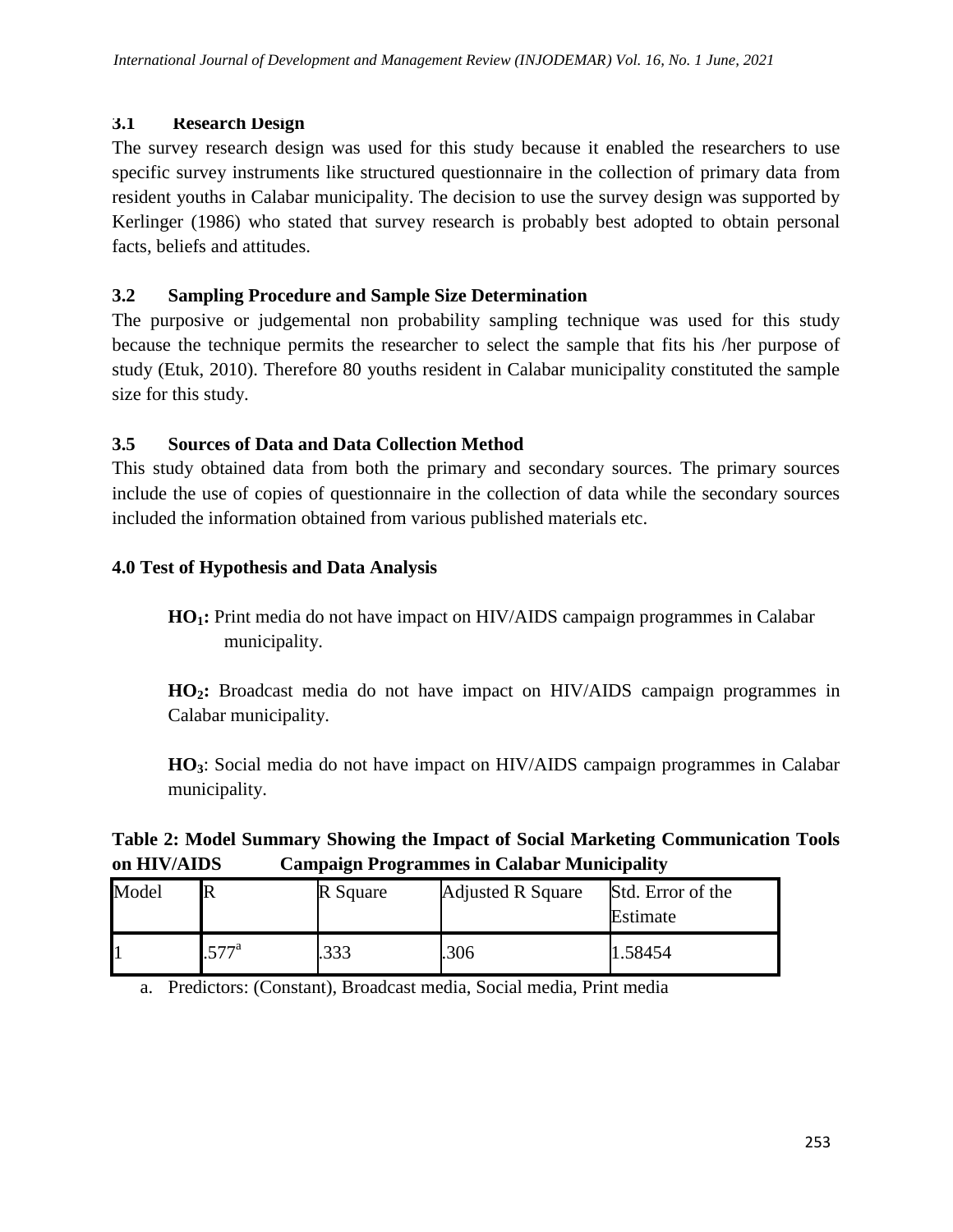### 3.1 Research Design

The survey research design was used for this study because it enabled the researchers to use specific survey instruments like structured questionnaire in the collection of primary data from resident youths in Calabar municipality. The decision to use the survey design was supported by Kerlinger (1986) who stated that survey research is probably best adopted to obtain personal facts, beliefs and attitudes.

### 3.2 Sampling Procedure and Sample Size Determination

The purposive or judgemental non probability sampling technique was used for this study because the technique permits the researcher to select the sample that fits his /her purpose of study (Etuk, 2010). Therefore 80 youths resident in Calabar municipality constituted the sample size for this study.

### 3.5 Sources of Data and Data Collection Method

This study obtained data from both the primary and secondary sources. The primary sources include the use of copies of questionnaire in the collection of data while the secondary sources included the information obtained from various published materials etc.

## 4.0 Test of Hypothesis and Data Analysis

**$HO_1$:** Print media do not have impact on HIV/AIDS campaign programmes in Calabar municipality.

**$HO_2$:** Broadcast media do not have impact on HIV/AIDS campaign programmes in Calabar municipality.

**$HO_3$**: Social media do not have impact on HIV/AIDS campaign programmes in Calabar municipality.

**Table 2: Model Summary Showing the Impact of Social Marketing Communication Tools on HIV/AIDS Campaign Programmes in Calabar Municipality**

| Model | R | R Square | Adjusted R Square | Std. Error of the Estimate |
|---|---|---|---|---|
| 1 | .577[a] | .333 | .306 | 1.58454 |

a. Predictors: (Constant), Broadcast media, Social media, Print media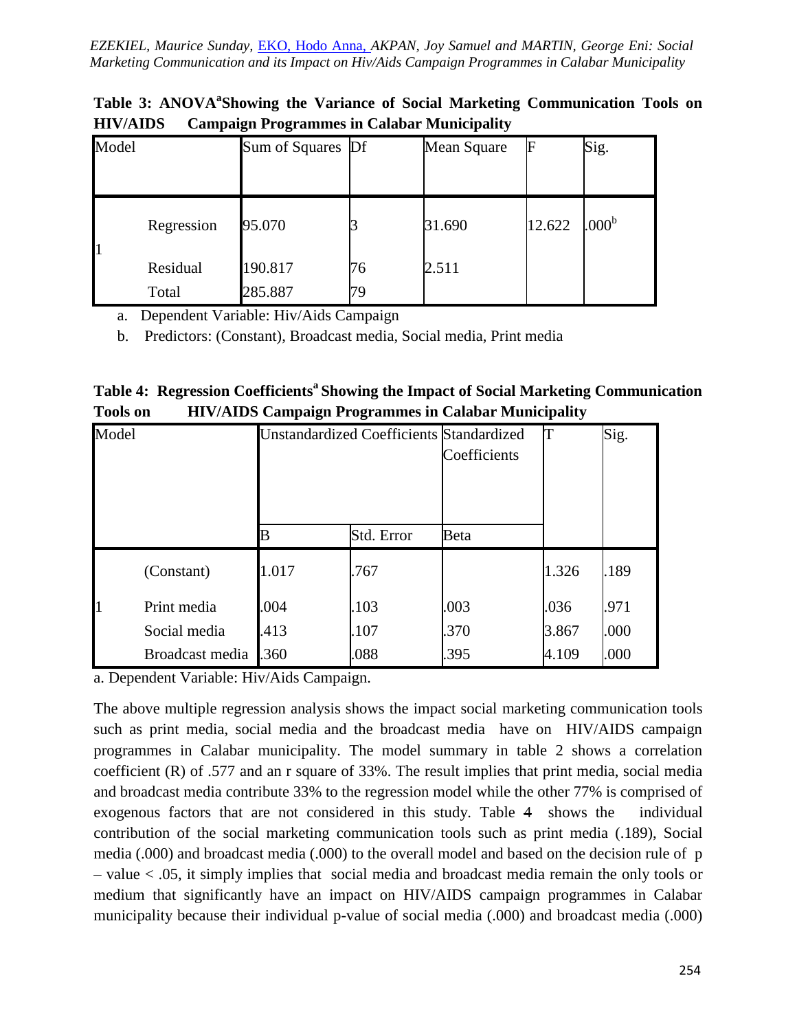**Table 3: ANOVA[a] Showing the Variance of Social Marketing Communication Tools on HIV/AIDS Campaign Programmes in Calabar Municipality**

| Model | | Sum of Squares | Df | Mean Square | F | Sig. |
|---|---|---|---|---|---|---|
| 1 | Regression | 95.070 | 3 | 31.690 | 12.622 | .000[b] |
| | Residual | 190.817 | 76 | 2.511 | | |
| | Total | 285.887 | 79 | | | |

a. Dependent Variable: Hiv/Aids Campaign

b. Predictors: (Constant), Broadcast media, Social media, Print media

**Table 4: Regression Coefficients[a] Showing the Impact of Social Marketing Communication Tools on HIV/AIDS Campaign Programmes in Calabar Municipality**

| Model | | Unstandardized Coefficients | | Standardized Coefficients | T | Sig. |
|---|---|---|---|---|---|---|
| | | B | Std. Error | Beta | | |
| 1 | (Constant) | 1.017 | .767 | | 1.326 | .189 |
| | Print media | .004 | .103 | .003 | .036 | .971 |
| | Social media | .413 | .107 | .370 | 3.867 | .000 |
| | Broadcast media | .360 | .088 | .395 | 4.109 | .000 |

a. Dependent Variable: Hiv/Aids Campaign.

The above multiple regression analysis shows the impact social marketing communication tools such as print media, social media and the broadcast media have on HIV/AIDS campaign programmes in Calabar municipality. The model summary in table 2 shows a correlation coefficient (R) of .577 and an r square of 33%. The result implies that print media, social media and broadcast media contribute 33% to the regression model while the other 77% is comprised of exogenous factors that are not considered in this study. Table 4 shows the individual contribution of the social marketing communication tools such as print media (.189), Social media (.000) and broadcast media (.000) to the overall model and based on the decision rule of p – value < .05, it simply implies that social media and broadcast media remain the only tools or medium that significantly have an impact on HIV/AIDS campaign programmes in Calabar municipality because their individual p-value of social media (.000) and broadcast media (.000)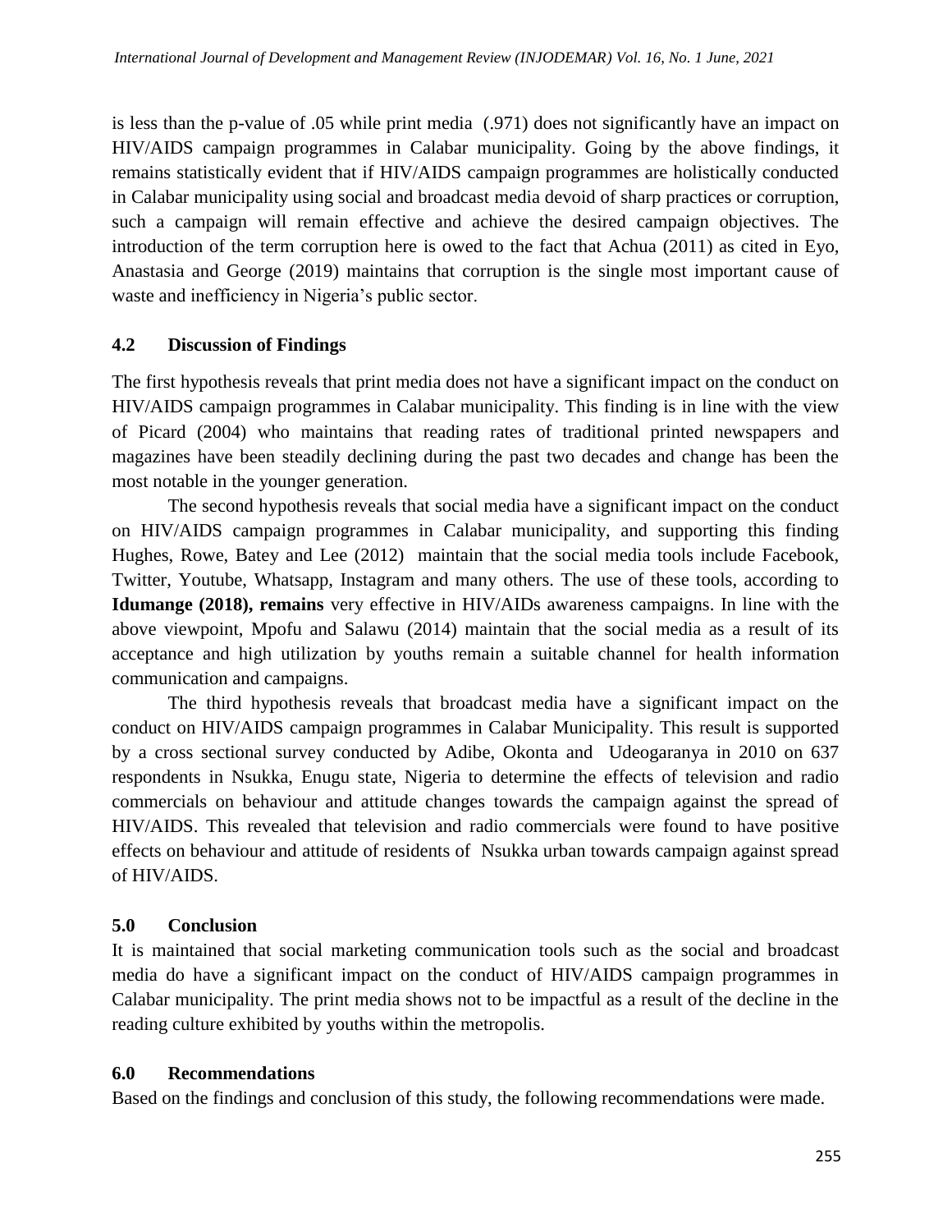is less than the p-value of .05 while print media (.971) does not significantly have an impact on HIV/AIDS campaign programmes in Calabar municipality. Going by the above findings, it remains statistically evident that if HIV/AIDS campaign programmes are holistically conducted in Calabar municipality using social and broadcast media devoid of sharp practices or corruption, such a campaign will remain effective and achieve the desired campaign objectives. The introduction of the term corruption here is owed to the fact that Achua (2011) as cited in Eyo, Anastasia and George (2019) maintains that corruption is the single most important cause of waste and inefficiency in Nigeria's public sector.

## 4.2 Discussion of Findings

The first hypothesis reveals that print media does not have a significant impact on the conduct on HIV/AIDS campaign programmes in Calabar municipality. This finding is in line with the view of Picard (2004) who maintains that reading rates of traditional printed newspapers and magazines have been steadily declining during the past two decades and change has been the most notable in the younger generation.

The second hypothesis reveals that social media have a significant impact on the conduct on HIV/AIDS campaign programmes in Calabar municipality, and supporting this finding Hughes, Rowe, Batey and Lee (2012) maintain that the social media tools include Facebook, Twitter, Youtube, Whatsapp, Instagram and many others. The use of these tools, according to **Idumange (2018), remains** very effective in HIV/AIDs awareness campaigns. In line with the above viewpoint, Mpofu and Salawu (2014) maintain that the social media as a result of its acceptance and high utilization by youths remain a suitable channel for health information communication and campaigns.

The third hypothesis reveals that broadcast media have a significant impact on the conduct on HIV/AIDS campaign programmes in Calabar Municipality. This result is supported by a cross sectional survey conducted by Adibe, Okonta and Udeogaranya in 2010 on 637 respondents in Nsukka, Enugu state, Nigeria to determine the effects of television and radio commercials on behaviour and attitude changes towards the campaign against the spread of HIV/AIDS. This revealed that television and radio commercials were found to have positive effects on behaviour and attitude of residents of Nsukka urban towards campaign against spread of HIV/AIDS.

## 5.0 Conclusion

It is maintained that social marketing communication tools such as the social and broadcast media do have a significant impact on the conduct of HIV/AIDS campaign programmes in Calabar municipality. The print media shows not to be impactful as a result of the decline in the reading culture exhibited by youths within the metropolis.

## 6.0 Recommendations

Based on the findings and conclusion of this study, the following recommendations were made.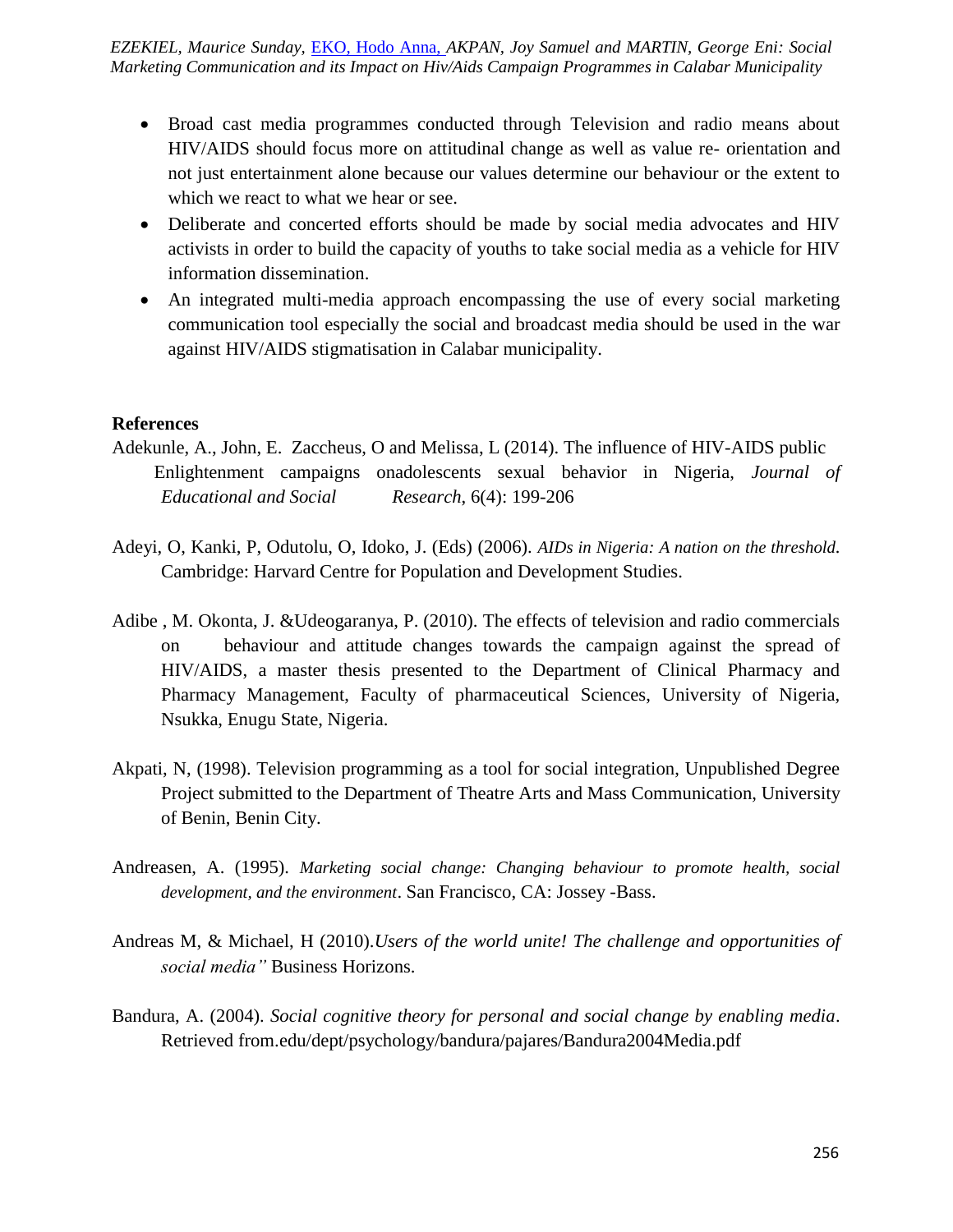- Broad cast media programmes conducted through Television and radio means about HIV/AIDS should focus more on attitudinal change as well as value re- orientation and not just entertainment alone because our values determine our behaviour or the extent to which we react to what we hear or see.
- Deliberate and concerted efforts should be made by social media advocates and HIV activists in order to build the capacity of youths to take social media as a vehicle for HIV information dissemination.
- An integrated multi-media approach encompassing the use of every social marketing communication tool especially the social and broadcast media should be used in the war against HIV/AIDS stigmatisation in Calabar municipality.

**References**

Adekunle, A., John, E. Zaccheus, O and Melissa, L (2014). The influence of HIV-AIDS public Enlightenment campaigns onadolescents sexual behavior in Nigeria, *Journal of Educational and Social Research*, 6(4): 199-206

Adeyi, O, Kanki, P, Odutolu, O, Idoko, J. (Eds) (2006). *AIDs in Nigeria: A nation on the threshold.* Cambridge: Harvard Centre for Population and Development Studies.

Adibe , M. Okonta, J. &Udeogaranya, P. (2010). The effects of television and radio commercials on behaviour and attitude changes towards the campaign against the spread of HIV/AIDS, a master thesis presented to the Department of Clinical Pharmacy and Pharmacy Management, Faculty of pharmaceutical Sciences, University of Nigeria, Nsukka, Enugu State, Nigeria.

Akpati, N, (1998). Television programming as a tool for social integration, Unpublished Degree Project submitted to the Department of Theatre Arts and Mass Communication, University of Benin, Benin City.

Andreasen, A. (1995). *Marketing social change: Changing behaviour to promote health, social development, and the environment*. San Francisco, CA: Jossey -Bass.

Andreas M, & Michael, H (2010).*Users of the world unite! The challenge and opportunities of social media"* Business Horizons.

Bandura, A. (2004). *Social cognitive theory for personal and social change by enabling media*. Retrieved from.edu/dept/psychology/bandura/pajares/Bandura2004Media.pdf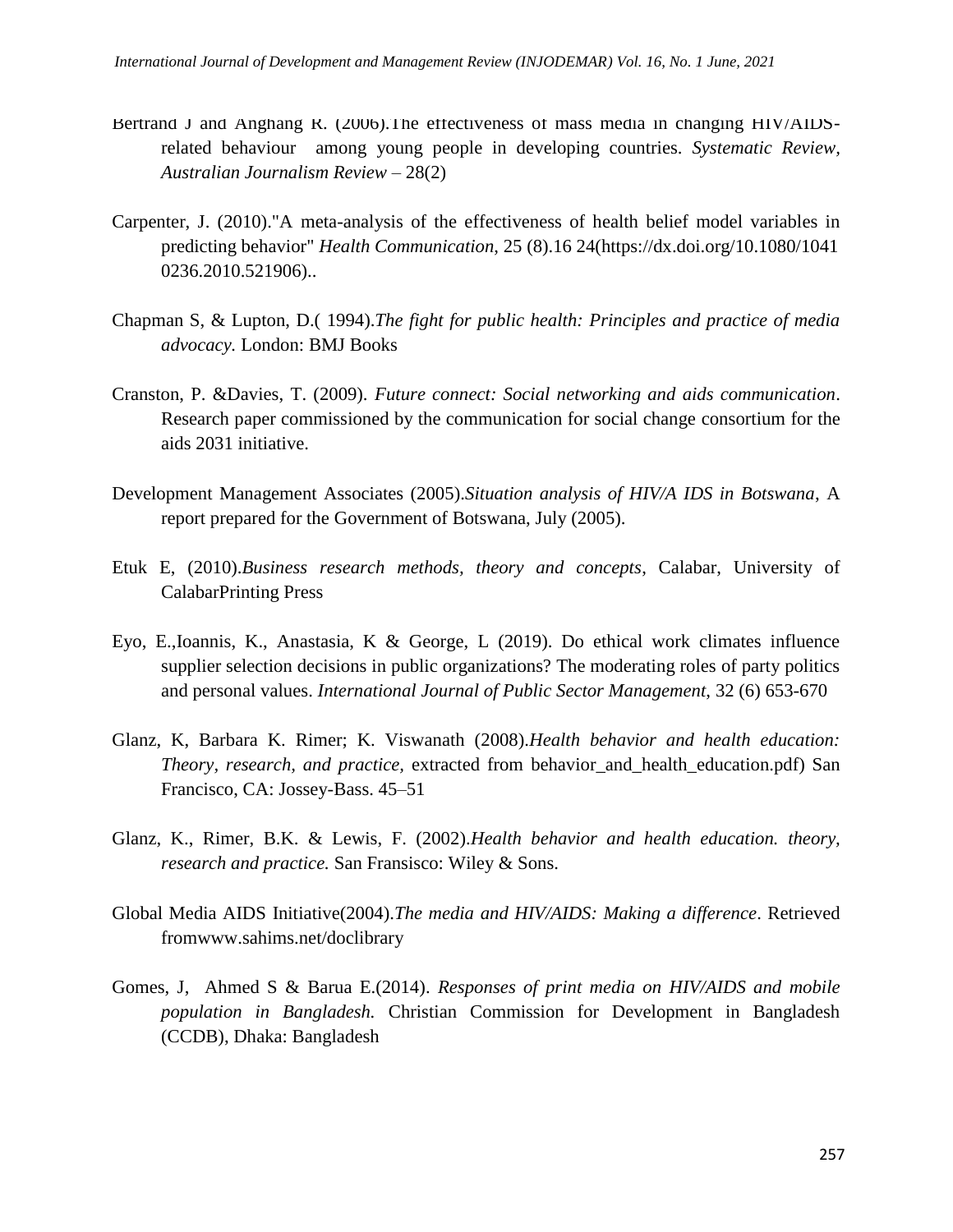Bertrand J and Anghang R. (2006).The effectiveness of mass media in changing HIV/AIDS-related behaviour among young people in developing countries. *Systematic Review, Australian Journalism Review* – 28(2)

Carpenter, J. (2010)."A meta-analysis of the effectiveness of health belief model variables in predicting behavior" *Health Communication*, 25 (8).16 24(https://dx.doi.org/10.1080/10410236.2010.521906)..

Chapman S, & Lupton, D.( 1994).*The fight for public health: Principles and practice of media advocacy.* London: BMJ Books

Cranston, P. &Davies, T. (2009). *Future connect: Social networking and aids communication*. Research paper commissioned by the communication for social change consortium for the aids 2031 initiative.

Development Management Associates (2005).*Situation analysis of HIV/A IDS in Botswana*, A report prepared for the Government of Botswana, July (2005).

Etuk E, (2010).*Business research methods, theory and concepts*, Calabar, University of CalabarPrinting Press

Eyo, E.,Ioannis, K., Anastasia, K & George, L (2019). Do ethical work climates influence supplier selection decisions in public organizations? The moderating roles of party politics and personal values. *International Journal of Public Sector Management*, 32 (6) 653-670

Glanz, K, Barbara K. Rimer; K. Viswanath (2008).*Health behavior and health education: Theory, research, and practice*, extracted from behavior_and_health_education.pdf) San Francisco, CA: Jossey-Bass. 45–51

Glanz, K., Rimer, B.K. & Lewis, F. (2002).*Health behavior and health education. theory, research and practice.* San Fransisco: Wiley & Sons.

Global Media AIDS Initiative(2004).*The media and HIV/AIDS: Making a difference*. Retrieved fromwww.sahims.net/doclibrary

Gomes, J, Ahmed S & Barua E.(2014). *Responses of print media on HIV/AIDS and mobile population in Bangladesh.* Christian Commission for Development in Bangladesh (CCDB), Dhaka: Bangladesh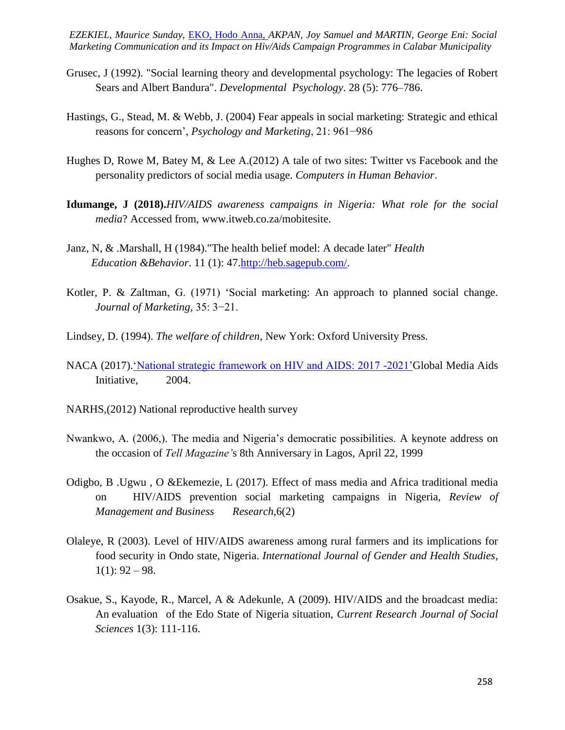Grusec, J (1992). "Social learning theory and developmental psychology: The legacies of Robert Sears and Albert Bandura". *Developmental Psychology*. 28 (5): 776–786.

Hastings, G., Stead, M. & Webb, J. (2004) Fear appeals in social marketing: Strategic and ethical reasons for concern', *Psychology and Marketing*, 21: 961−986

Hughes D, Rowe M, Batey M, & Lee A.(2012) A tale of two sites: Twitter vs Facebook and the personality predictors of social media usage. *Computers in Human Behavior*.

**Idumange, J (2018).***HIV/AIDS awareness campaigns in Nigeria: What role for the social media*? Accessed from, www.itweb.co.za/mobitesite.

Janz, N, & .Marshall, H (1984)."The health belief model: A decade later" *Health Education &Behavior*. 11 (1): 47.http://heb.sagepub.com/.

Kotler, P. & Zaltman, G. (1971) 'Social marketing: An approach to planned social change. *Journal of Marketing*, 35: 3−21.

Lindsey, D. (1994). *The welfare of children*, New York: Oxford University Press.

NACA (2017).'National strategic framework on HIV and AIDS: 2017 -2021'Global Media Aids Initiative, 2004.

NARHS,(2012) National reproductive health survey

Nwankwo, A. (2006,). The media and Nigeria's democratic possibilities. A keynote address on the occasion of *Tell Magazine'*s 8th Anniversary in Lagos, April 22, 1999

Odigbo, B .Ugwu , O &Ekemezie, L (2017). Effect of mass media and Africa traditional media on HIV/AIDS prevention social marketing campaigns in Nigeria, *Review of Management and Business Research*,6(2)

Olaleye, R (2003). Level of HIV/AIDS awareness among rural farmers and its implications for food security in Ondo state, Nigeria. *International Journal of Gender and Health Studies*, 1(1): 92 – 98.

Osakue, S., Kayode, R., Marcel, A & Adekunle, A (2009). HIV/AIDS and the broadcast media: An evaluation of the Edo State of Nigeria situation, *Current Research Journal of Social Sciences* 1(3): 111-116.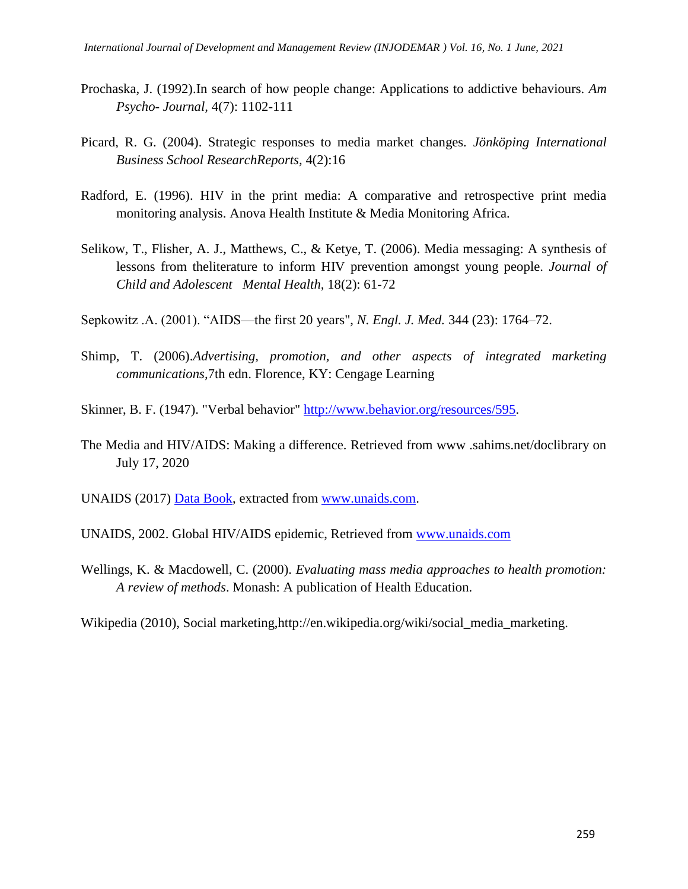Prochaska, J. (1992).In search of how people change: Applications to addictive behaviours. *Am Psycho- Journal*, 4(7): 1102-111

Picard, R. G. (2004). Strategic responses to media market changes. *Jönköping International Business School ResearchReports*, 4(2):16

Radford, E. (1996). HIV in the print media: A comparative and retrospective print media monitoring analysis. Anova Health Institute & Media Monitoring Africa.

Selikow, T., Flisher, A. J., Matthews, C., & Ketye, T. (2006). Media messaging: A synthesis of lessons from theliterature to inform HIV prevention amongst young people. *Journal of Child and Adolescent Mental Health*, 18(2): 61-72

Sepkowitz .A. (2001). "AIDS—the first 20 years", *N. Engl. J. Med.* 344 (23): 1764–72.

Shimp, T. (2006).*Advertising, promotion, and other aspects of integrated marketing communications*,7th edn. Florence, KY: Cengage Learning

Skinner, B. F. (1947). "Verbal behavior" http://www.behavior.org/resources/595.

The Media and HIV/AIDS: Making a difference. Retrieved from www .sahims.net/doclibrary on July 17, 2020

UNAIDS (2017) Data Book, extracted from www.unaids.com.

UNAIDS, 2002. Global HIV/AIDS epidemic, Retrieved from www.unaids.com

Wellings, K. & Macdowell, C. (2000). *Evaluating mass media approaches to health promotion: A review of methods*. Monash: A publication of Health Education.

Wikipedia (2010), Social marketing,http://en.wikipedia.org/wiki/social_media_marketing.